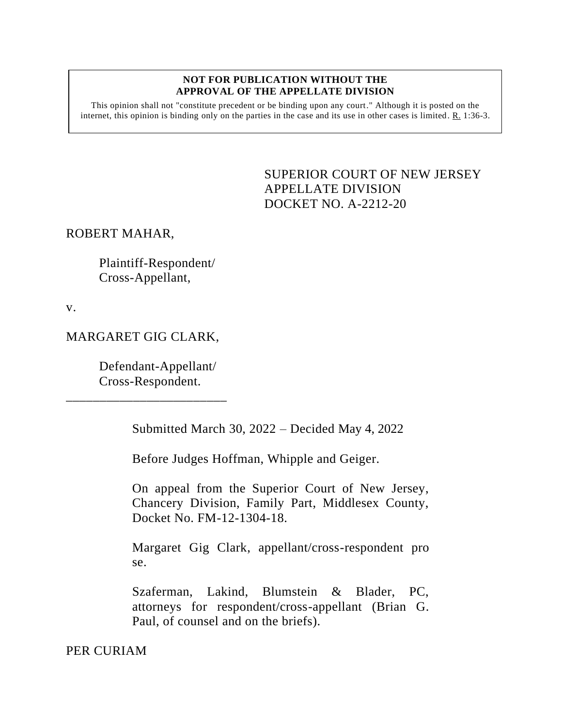**NOT FOR PUBLICATION WITHOUT THE APPROVAL OF THE APPELLATE DIVISION**

This opinion shall not "constitute precedent or be binding upon any court." Although it is posted on the internet, this opinion is binding only on the parties in the case and its use in other cases is limited. R. 1:36-3.

SUPERIOR COURT OF NEW JERSEY
APPELLATE DIVISION
DOCKET NO. A-2212-20

ROBERT MAHAR,

Plaintiff-Respondent/
Cross-Appellant,

v.

MARGARET GIG CLARK,

Defendant-Appellant/
Cross-Respondent.

\_\_\_\_\_\_\_\_\_\_\_\_\_\_\_\_\_\_\_\_\_\_\_\_\_\_

Submitted March 30, 2022 – Decided May 4, 2022

Before Judges Hoffman, Whipple and Geiger.

On appeal from the Superior Court of New Jersey, Chancery Division, Family Part, Middlesex County, Docket No. FM-12-1304-18.

Margaret Gig Clark, appellant/cross-respondent pro se.

Szaferman, Lakind, Blumstein & Blader, PC, attorneys for respondent/cross-appellant (Brian G. Paul, of counsel and on the briefs).

PER CURIAM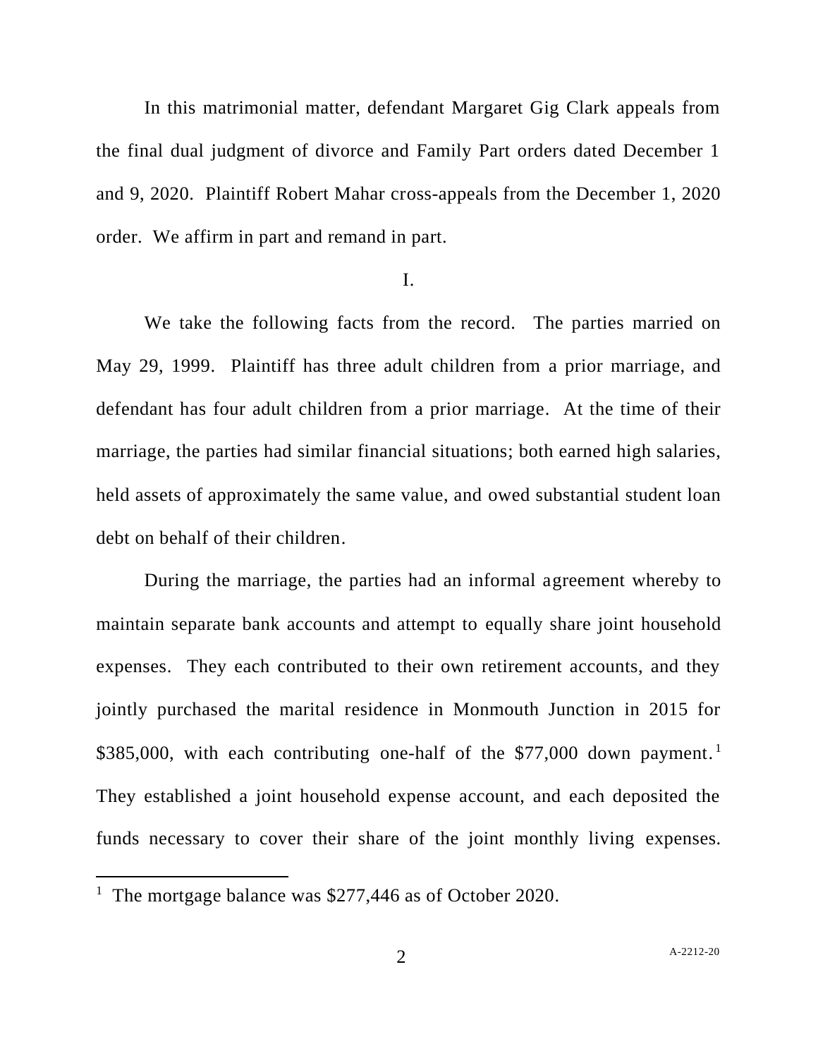In this matrimonial matter, defendant Margaret Gig Clark appeals from the final dual judgment of divorce and Family Part orders dated December 1 and 9, 2020. Plaintiff Robert Mahar cross-appeals from the December 1, 2020 order. We affirm in part and remand in part.

I.

We take the following facts from the record. The parties married on May 29, 1999. Plaintiff has three adult children from a prior marriage, and defendant has four adult children from a prior marriage. At the time of their marriage, the parties had similar financial situations; both earned high salaries, held assets of approximately the same value, and owed substantial student loan debt on behalf of their children.

During the marriage, the parties had an informal agreement whereby to maintain separate bank accounts and attempt to equally share joint household expenses. They each contributed to their own retirement accounts, and they jointly purchased the marital residence in Monmouth Junction in 2015 for $385,000, with each contributing one-half of the $77,000 down payment.[1] They established a joint household expense account, and each deposited the funds necessary to cover their share of the joint monthly living expenses.

[1] The mortgage balance was $277,446 as of October 2020.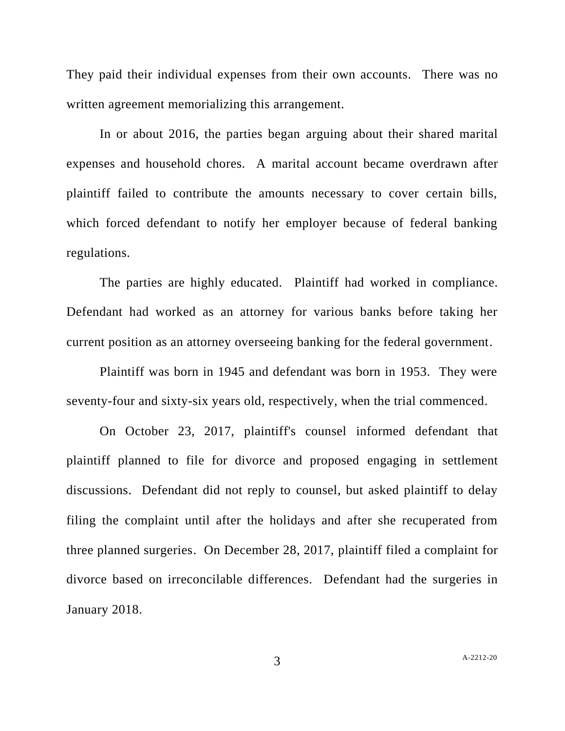They paid their individual expenses from their own accounts. There was no written agreement memorializing this arrangement.

In or about 2016, the parties began arguing about their shared marital expenses and household chores. A marital account became overdrawn after plaintiff failed to contribute the amounts necessary to cover certain bills, which forced defendant to notify her employer because of federal banking regulations.

The parties are highly educated. Plaintiff had worked in compliance. Defendant had worked as an attorney for various banks before taking her current position as an attorney overseeing banking for the federal government.

Plaintiff was born in 1945 and defendant was born in 1953. They were seventy-four and sixty-six years old, respectively, when the trial commenced.

On October 23, 2017, plaintiff's counsel informed defendant that plaintiff planned to file for divorce and proposed engaging in settlement discussions. Defendant did not reply to counsel, but asked plaintiff to delay filing the complaint until after the holidays and after she recuperated from three planned surgeries. On December 28, 2017, plaintiff filed a complaint for divorce based on irreconcilable differences. Defendant had the surgeries in January 2018.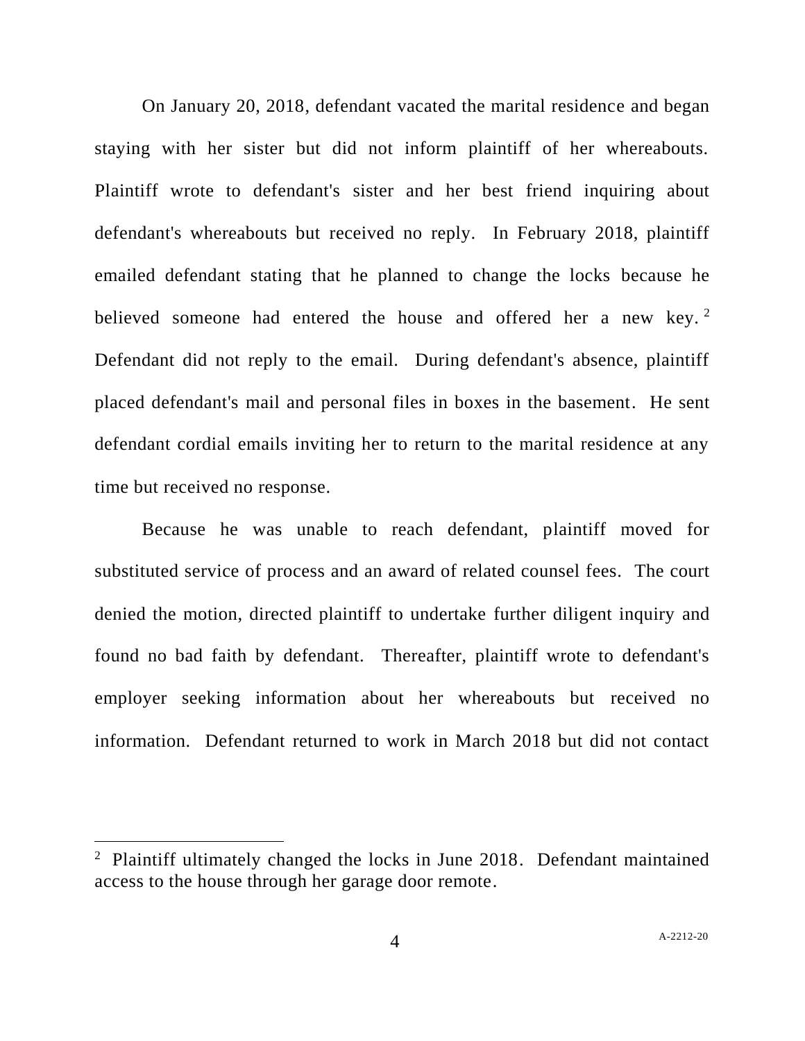On January 20, 2018, defendant vacated the marital residence and began staying with her sister but did not inform plaintiff of her whereabouts. Plaintiff wrote to defendant's sister and her best friend inquiring about defendant's whereabouts but received no reply. In February 2018, plaintiff emailed defendant stating that he planned to change the locks because he believed someone had entered the house and offered her a new key.[2] Defendant did not reply to the email. During defendant's absence, plaintiff placed defendant's mail and personal files in boxes in the basement. He sent defendant cordial emails inviting her to return to the marital residence at any time but received no response.

Because he was unable to reach defendant, plaintiff moved for substituted service of process and an award of related counsel fees. The court denied the motion, directed plaintiff to undertake further diligent inquiry and found no bad faith by defendant. Thereafter, plaintiff wrote to defendant's employer seeking information about her whereabouts but received no information. Defendant returned to work in March 2018 but did not contact

---

[2] Plaintiff ultimately changed the locks in June 2018. Defendant maintained access to the house through her garage door remote.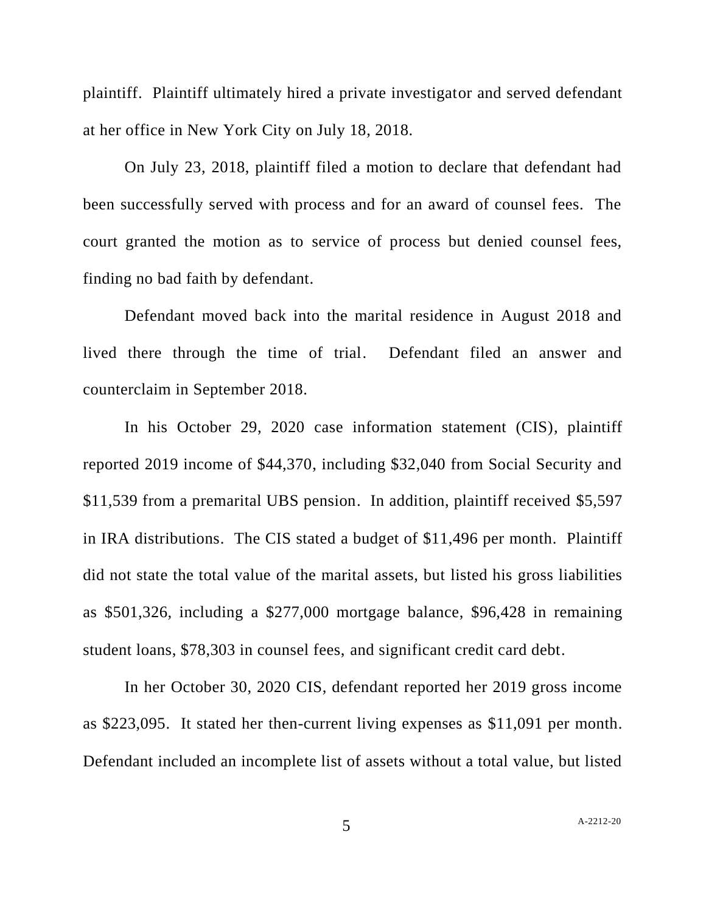plaintiff. Plaintiff ultimately hired a private investigator and served defendant at her office in New York City on July 18, 2018.

On July 23, 2018, plaintiff filed a motion to declare that defendant had been successfully served with process and for an award of counsel fees. The court granted the motion as to service of process but denied counsel fees, finding no bad faith by defendant.

Defendant moved back into the marital residence in August 2018 and lived there through the time of trial. Defendant filed an answer and counterclaim in September 2018.

In his October 29, 2020 case information statement (CIS), plaintiff reported 2019 income of $44,370, including $32,040 from Social Security and $11,539 from a premarital UBS pension. In addition, plaintiff received $5,597 in IRA distributions. The CIS stated a budget of $11,496 per month. Plaintiff did not state the total value of the marital assets, but listed his gross liabilities as $501,326, including a $277,000 mortgage balance, $96,428 in remaining student loans, $78,303 in counsel fees, and significant credit card debt.

In her October 30, 2020 CIS, defendant reported her 2019 gross income as $223,095. It stated her then-current living expenses as $11,091 per month. Defendant included an incomplete list of assets without a total value, but listed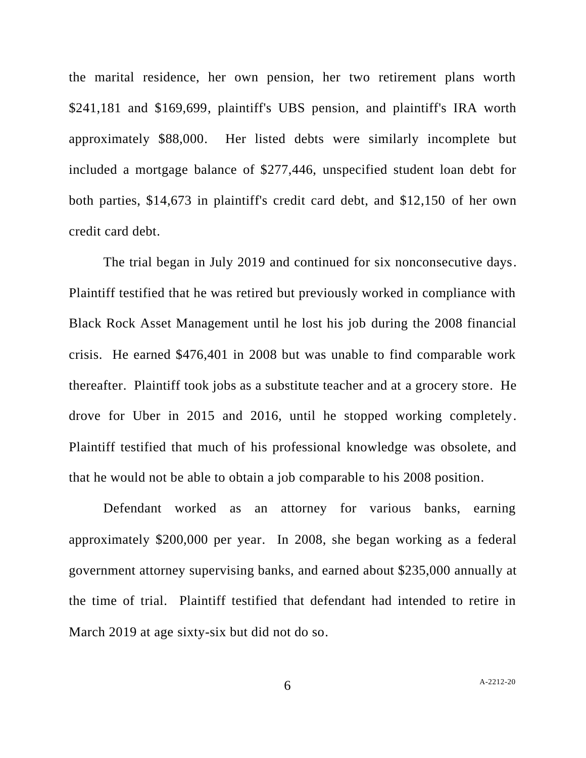the marital residence, her own pension, her two retirement plans worth $241,181 and $169,699, plaintiff's UBS pension, and plaintiff's IRA worth approximately $88,000. Her listed debts were similarly incomplete but included a mortgage balance of $277,446, unspecified student loan debt for both parties, $14,673 in plaintiff's credit card debt, and $12,150 of her own credit card debt.

The trial began in July 2019 and continued for six nonconsecutive days. Plaintiff testified that he was retired but previously worked in compliance with Black Rock Asset Management until he lost his job during the 2008 financial crisis. He earned $476,401 in 2008 but was unable to find comparable work thereafter. Plaintiff took jobs as a substitute teacher and at a grocery store. He drove for Uber in 2015 and 2016, until he stopped working completely. Plaintiff testified that much of his professional knowledge was obsolete, and that he would not be able to obtain a job comparable to his 2008 position.

Defendant worked as an attorney for various banks, earning approximately $200,000 per year. In 2008, she began working as a federal government attorney supervising banks, and earned about $235,000 annually at the time of trial. Plaintiff testified that defendant had intended to retire in March 2019 at age sixty-six but did not do so.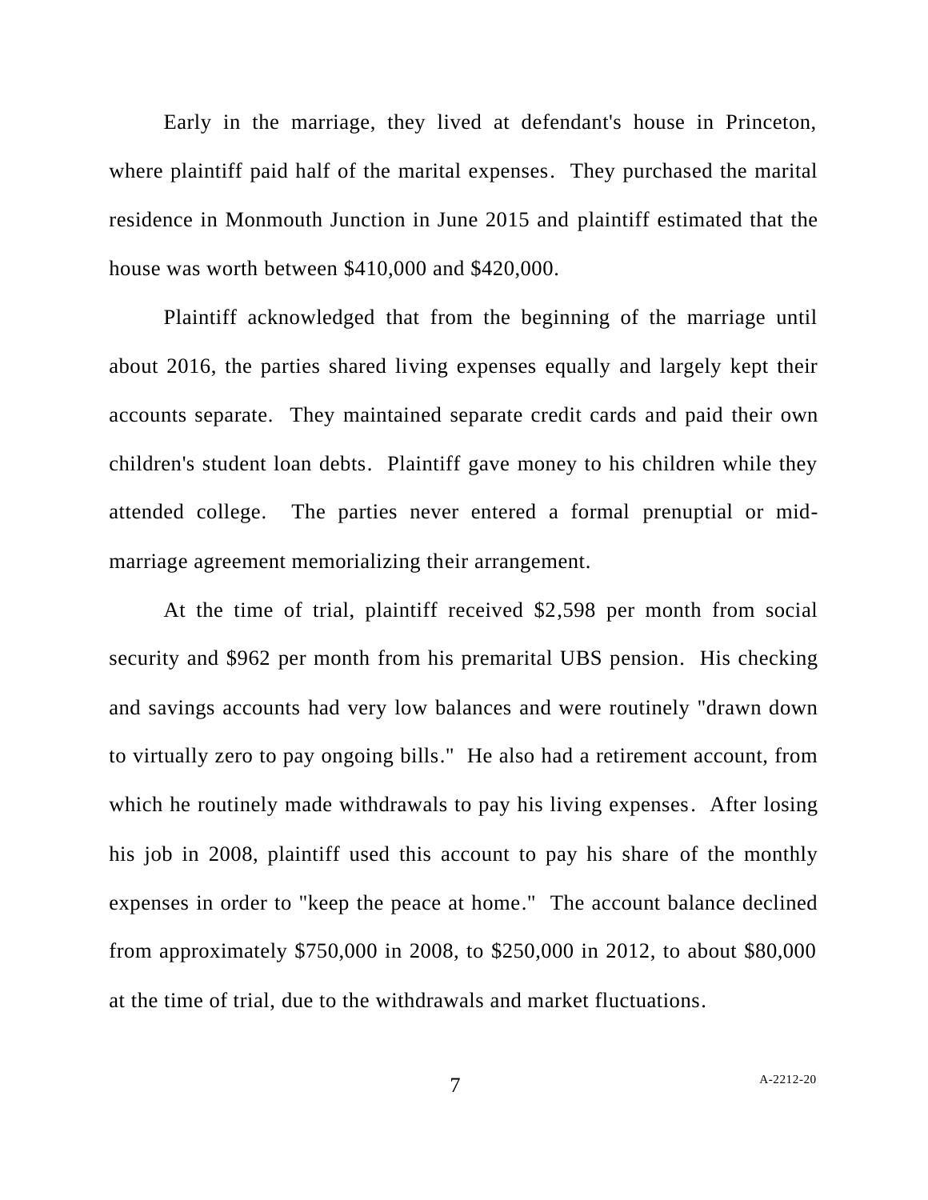Early in the marriage, they lived at defendant's house in Princeton, where plaintiff paid half of the marital expenses. They purchased the marital residence in Monmouth Junction in June 2015 and plaintiff estimated that the house was worth between $410,000 and $420,000.

Plaintiff acknowledged that from the beginning of the marriage until about 2016, the parties shared living expenses equally and largely kept their accounts separate. They maintained separate credit cards and paid their own children's student loan debts. Plaintiff gave money to his children while they attended college. The parties never entered a formal prenuptial or mid-marriage agreement memorializing their arrangement.

At the time of trial, plaintiff received $2,598 per month from social security and $962 per month from his premarital UBS pension. His checking and savings accounts had very low balances and were routinely "drawn down to virtually zero to pay ongoing bills." He also had a retirement account, from which he routinely made withdrawals to pay his living expenses. After losing his job in 2008, plaintiff used this account to pay his share of the monthly expenses in order to "keep the peace at home." The account balance declined from approximately $750,000 in 2008, to $250,000 in 2012, to about $80,000 at the time of trial, due to the withdrawals and market fluctuations.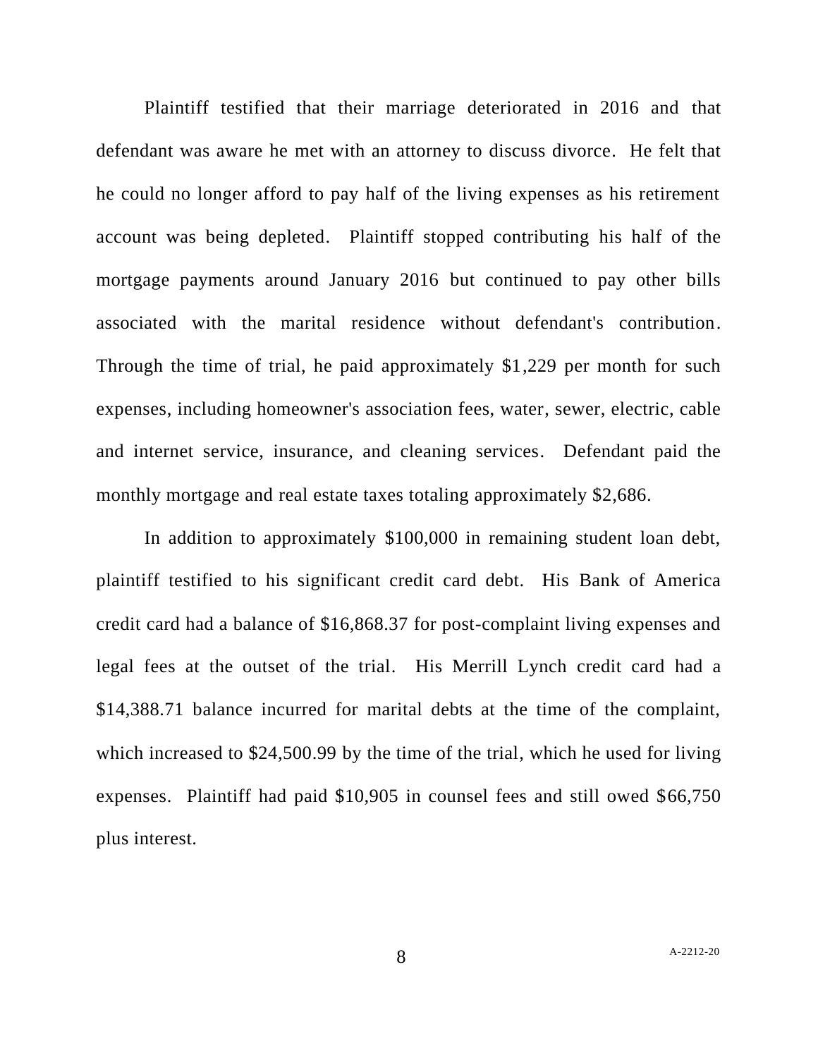Plaintiff testified that their marriage deteriorated in 2016 and that defendant was aware he met with an attorney to discuss divorce. He felt that he could no longer afford to pay half of the living expenses as his retirement account was being depleted. Plaintiff stopped contributing his half of the mortgage payments around January 2016 but continued to pay other bills associated with the marital residence without defendant's contribution. Through the time of trial, he paid approximately $1,229 per month for such expenses, including homeowner's association fees, water, sewer, electric, cable and internet service, insurance, and cleaning services. Defendant paid the monthly mortgage and real estate taxes totaling approximately $2,686.

In addition to approximately $100,000 in remaining student loan debt, plaintiff testified to his significant credit card debt. His Bank of America credit card had a balance of $16,868.37 for post-complaint living expenses and legal fees at the outset of the trial. His Merrill Lynch credit card had a $14,388.71 balance incurred for marital debts at the time of the complaint, which increased to $24,500.99 by the time of the trial, which he used for living expenses. Plaintiff had paid $10,905 in counsel fees and still owed $66,750 plus interest.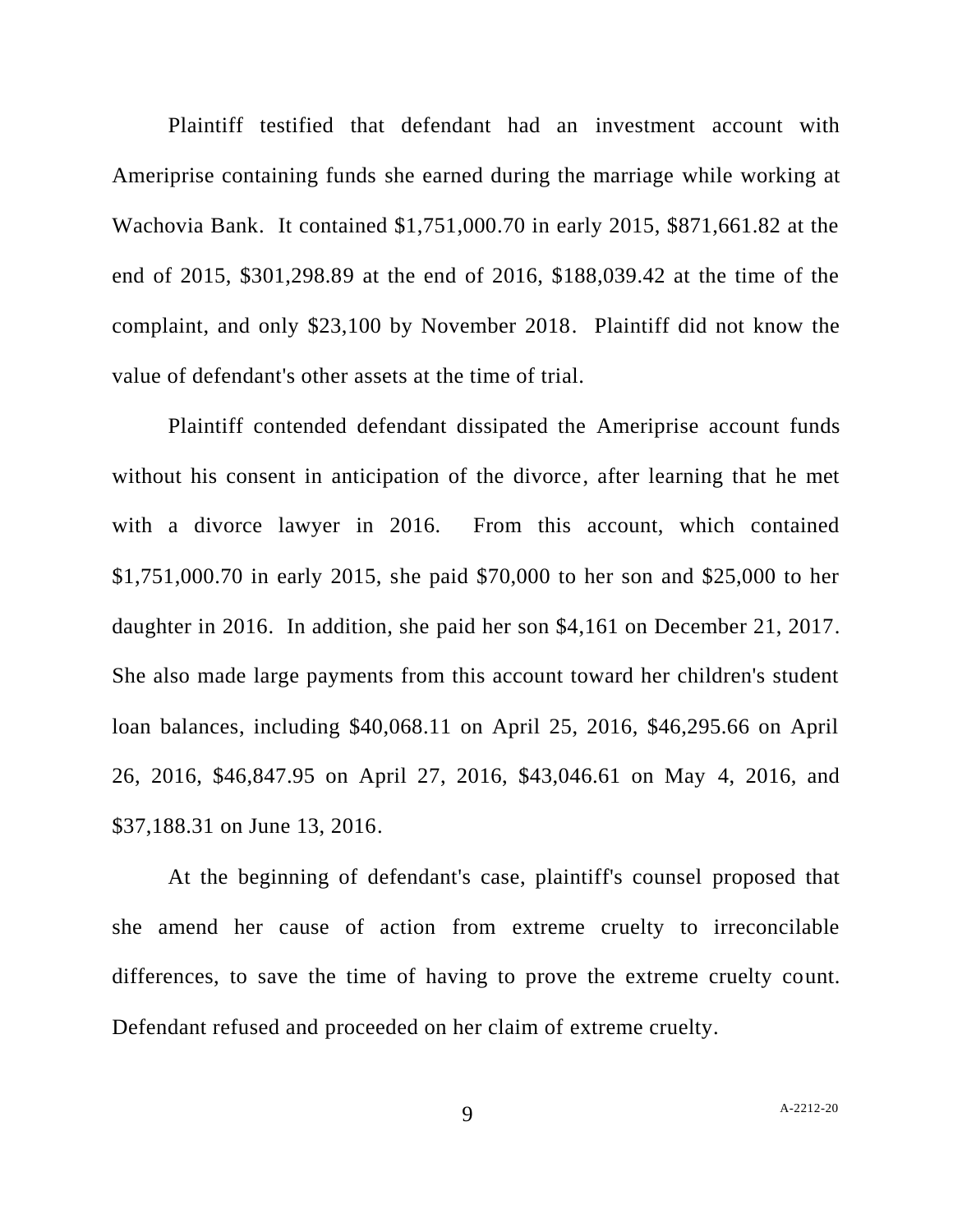Plaintiff testified that defendant had an investment account with Ameriprise containing funds she earned during the marriage while working at Wachovia Bank. It contained $1,751,000.70 in early 2015, $871,661.82 at the end of 2015, $301,298.89 at the end of 2016, $188,039.42 at the time of the complaint, and only $23,100 by November 2018. Plaintiff did not know the value of defendant's other assets at the time of trial.

Plaintiff contended defendant dissipated the Ameriprise account funds without his consent in anticipation of the divorce, after learning that he met with a divorce lawyer in 2016. From this account, which contained $1,751,000.70 in early 2015, she paid $70,000 to her son and $25,000 to her daughter in 2016. In addition, she paid her son $4,161 on December 21, 2017. She also made large payments from this account toward her children's student loan balances, including $40,068.11 on April 25, 2016, $46,295.66 on April 26, 2016, $46,847.95 on April 27, 2016, $43,046.61 on May 4, 2016, and $37,188.31 on June 13, 2016.

At the beginning of defendant's case, plaintiff's counsel proposed that she amend her cause of action from extreme cruelty to irreconcilable differences, to save the time of having to prove the extreme cruelty count. Defendant refused and proceeded on her claim of extreme cruelty.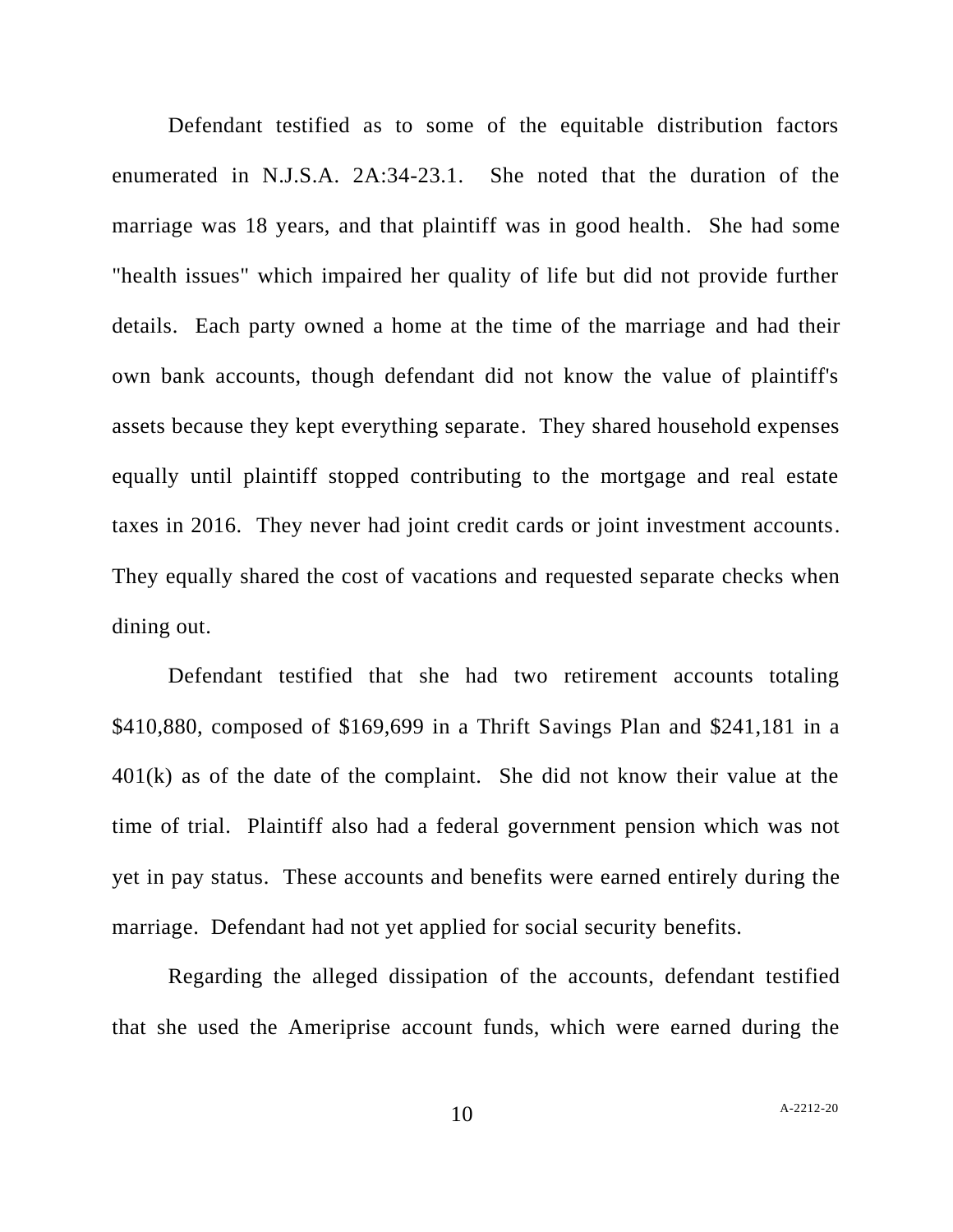Defendant testified as to some of the equitable distribution factors enumerated in N.J.S.A. 2A:34-23.1. She noted that the duration of the marriage was 18 years, and that plaintiff was in good health. She had some "health issues" which impaired her quality of life but did not provide further details. Each party owned a home at the time of the marriage and had their own bank accounts, though defendant did not know the value of plaintiff's assets because they kept everything separate. They shared household expenses equally until plaintiff stopped contributing to the mortgage and real estate taxes in 2016. They never had joint credit cards or joint investment accounts. They equally shared the cost of vacations and requested separate checks when dining out.

Defendant testified that she had two retirement accounts totaling \$410,880, composed of \$169,699 in a Thrift Savings Plan and \$241,181 in a 401(k) as of the date of the complaint. She did not know their value at the time of trial. Plaintiff also had a federal government pension which was not yet in pay status. These accounts and benefits were earned entirely during the marriage. Defendant had not yet applied for social security benefits.

Regarding the alleged dissipation of the accounts, defendant testified that she used the Ameriprise account funds, which were earned during the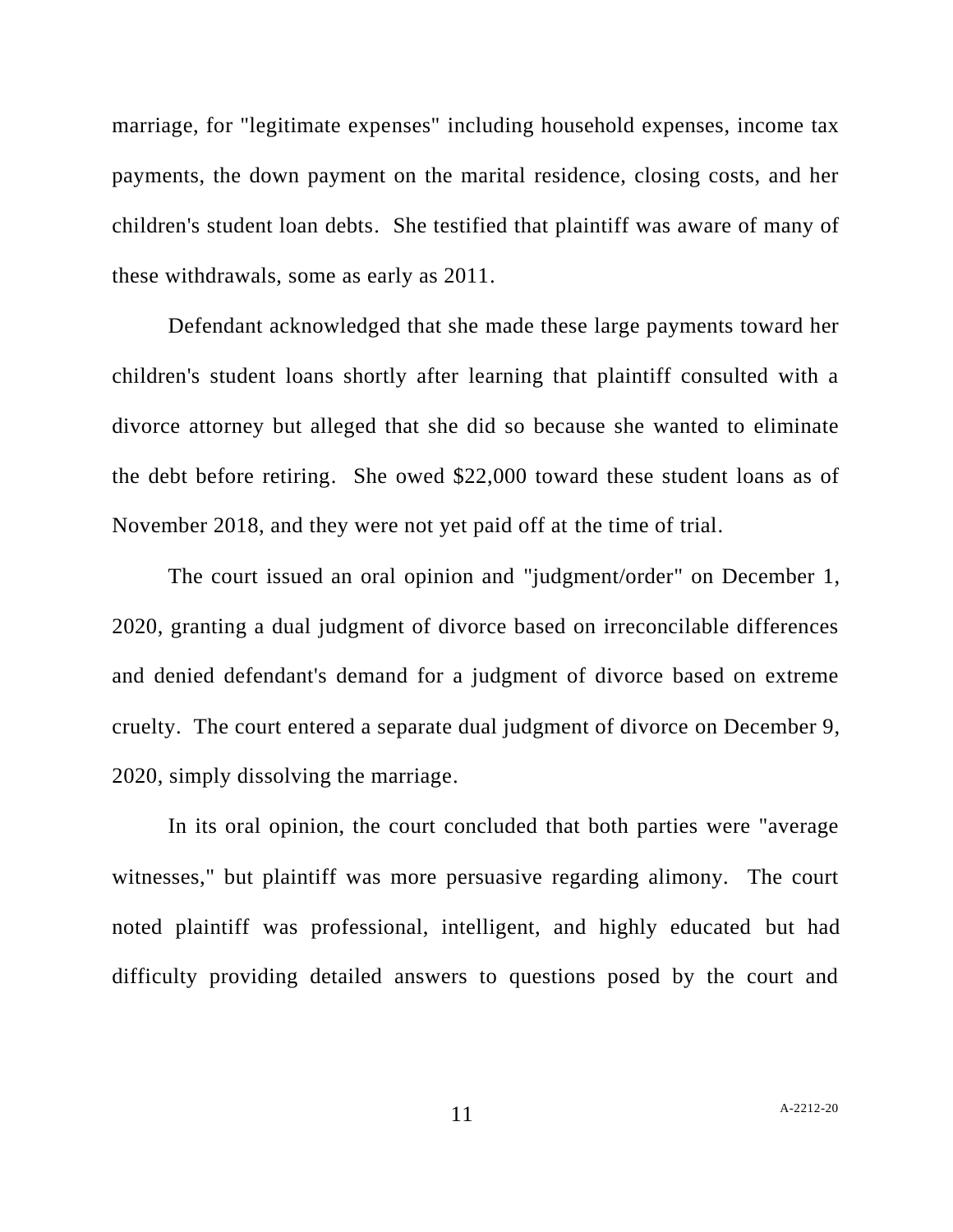marriage, for "legitimate expenses" including household expenses, income tax payments, the down payment on the marital residence, closing costs, and her children's student loan debts. She testified that plaintiff was aware of many of these withdrawals, some as early as 2011.

Defendant acknowledged that she made these large payments toward her children's student loans shortly after learning that plaintiff consulted with a divorce attorney but alleged that she did so because she wanted to eliminate the debt before retiring. She owed $22,000 toward these student loans as of November 2018, and they were not yet paid off at the time of trial.

The court issued an oral opinion and "judgment/order" on December 1, 2020, granting a dual judgment of divorce based on irreconcilable differences and denied defendant's demand for a judgment of divorce based on extreme cruelty. The court entered a separate dual judgment of divorce on December 9, 2020, simply dissolving the marriage.

In its oral opinion, the court concluded that both parties were "average witnesses," but plaintiff was more persuasive regarding alimony. The court noted plaintiff was professional, intelligent, and highly educated but had difficulty providing detailed answers to questions posed by the court and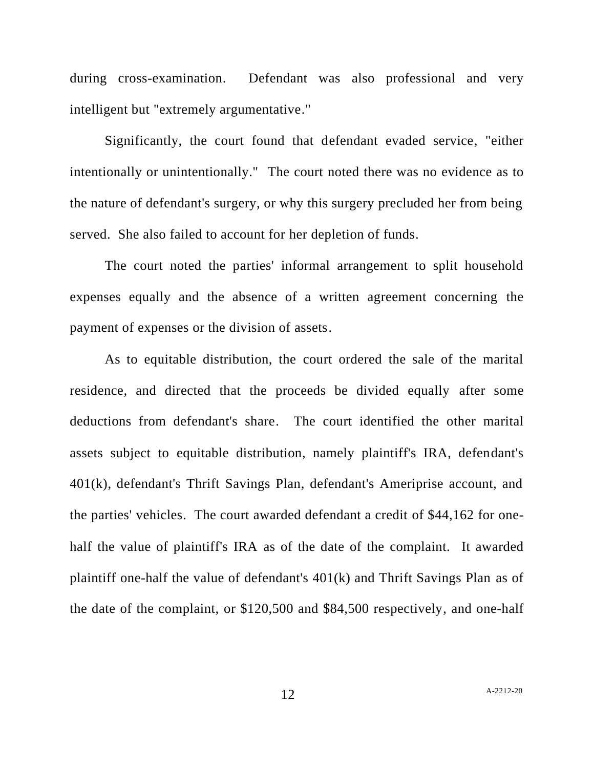during cross-examination. Defendant was also professional and very intelligent but "extremely argumentative."

Significantly, the court found that defendant evaded service, "either intentionally or unintentionally." The court noted there was no evidence as to the nature of defendant's surgery, or why this surgery precluded her from being served. She also failed to account for her depletion of funds.

The court noted the parties' informal arrangement to split household expenses equally and the absence of a written agreement concerning the payment of expenses or the division of assets.

As to equitable distribution, the court ordered the sale of the marital residence, and directed that the proceeds be divided equally after some deductions from defendant's share. The court identified the other marital assets subject to equitable distribution, namely plaintiff's IRA, defendant's 401(k), defendant's Thrift Savings Plan, defendant's Ameriprise account, and the parties' vehicles. The court awarded defendant a credit of $44,162 for one-half the value of plaintiff's IRA as of the date of the complaint. It awarded plaintiff one-half the value of defendant's 401(k) and Thrift Savings Plan as of the date of the complaint, or $120,500 and $84,500 respectively, and one-half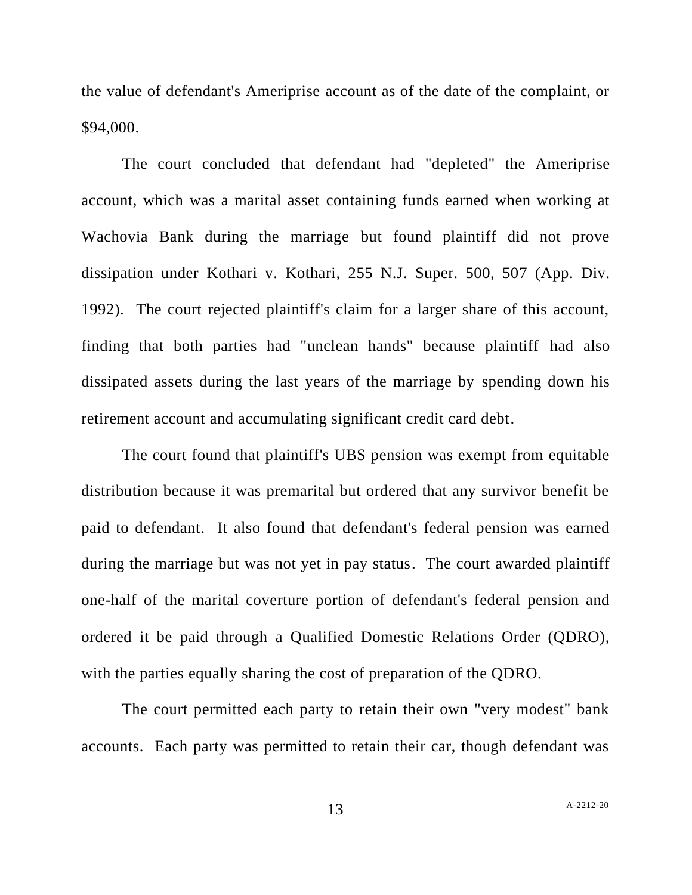the value of defendant's Ameriprise account as of the date of the complaint, or $94,000.

The court concluded that defendant had "depleted" the Ameriprise account, which was a marital asset containing funds earned when working at Wachovia Bank during the marriage but found plaintiff did not prove dissipation under Kothari v. Kothari, 255 N.J. Super. 500, 507 (App. Div. 1992). The court rejected plaintiff's claim for a larger share of this account, finding that both parties had "unclean hands" because plaintiff had also dissipated assets during the last years of the marriage by spending down his retirement account and accumulating significant credit card debt.

The court found that plaintiff's UBS pension was exempt from equitable distribution because it was premarital but ordered that any survivor benefit be paid to defendant. It also found that defendant's federal pension was earned during the marriage but was not yet in pay status. The court awarded plaintiff one-half of the marital coverture portion of defendant's federal pension and ordered it be paid through a Qualified Domestic Relations Order (QDRO), with the parties equally sharing the cost of preparation of the QDRO.

The court permitted each party to retain their own "very modest" bank accounts. Each party was permitted to retain their car, though defendant was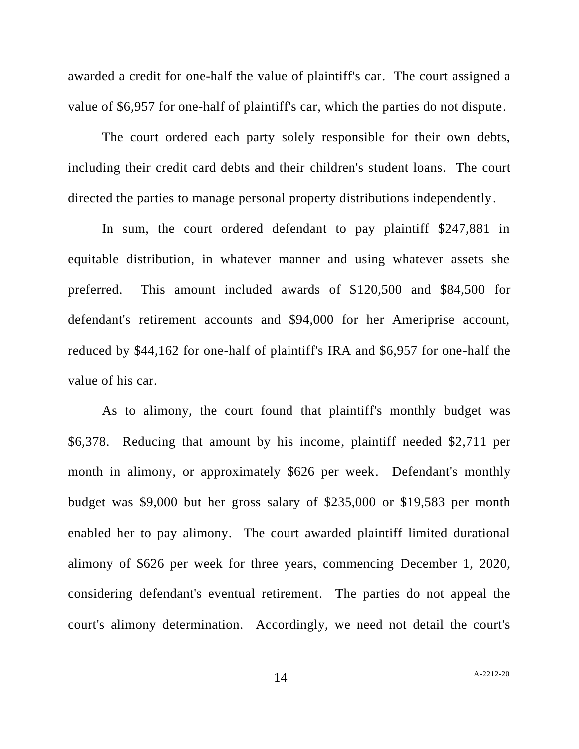awarded a credit for one-half the value of plaintiff's car. The court assigned a value of $6,957 for one-half of plaintiff's car, which the parties do not dispute.

The court ordered each party solely responsible for their own debts, including their credit card debts and their children's student loans. The court directed the parties to manage personal property distributions independently.

In sum, the court ordered defendant to pay plaintiff $247,881 in equitable distribution, in whatever manner and using whatever assets she preferred. This amount included awards of $120,500 and $84,500 for defendant's retirement accounts and $94,000 for her Ameriprise account, reduced by $44,162 for one-half of plaintiff's IRA and $6,957 for one-half the value of his car.

As to alimony, the court found that plaintiff's monthly budget was $6,378. Reducing that amount by his income, plaintiff needed $2,711 per month in alimony, or approximately $626 per week. Defendant's monthly budget was $9,000 but her gross salary of $235,000 or $19,583 per month enabled her to pay alimony. The court awarded plaintiff limited durational alimony of $626 per week for three years, commencing December 1, 2020, considering defendant's eventual retirement. The parties do not appeal the court's alimony determination. Accordingly, we need not detail the court's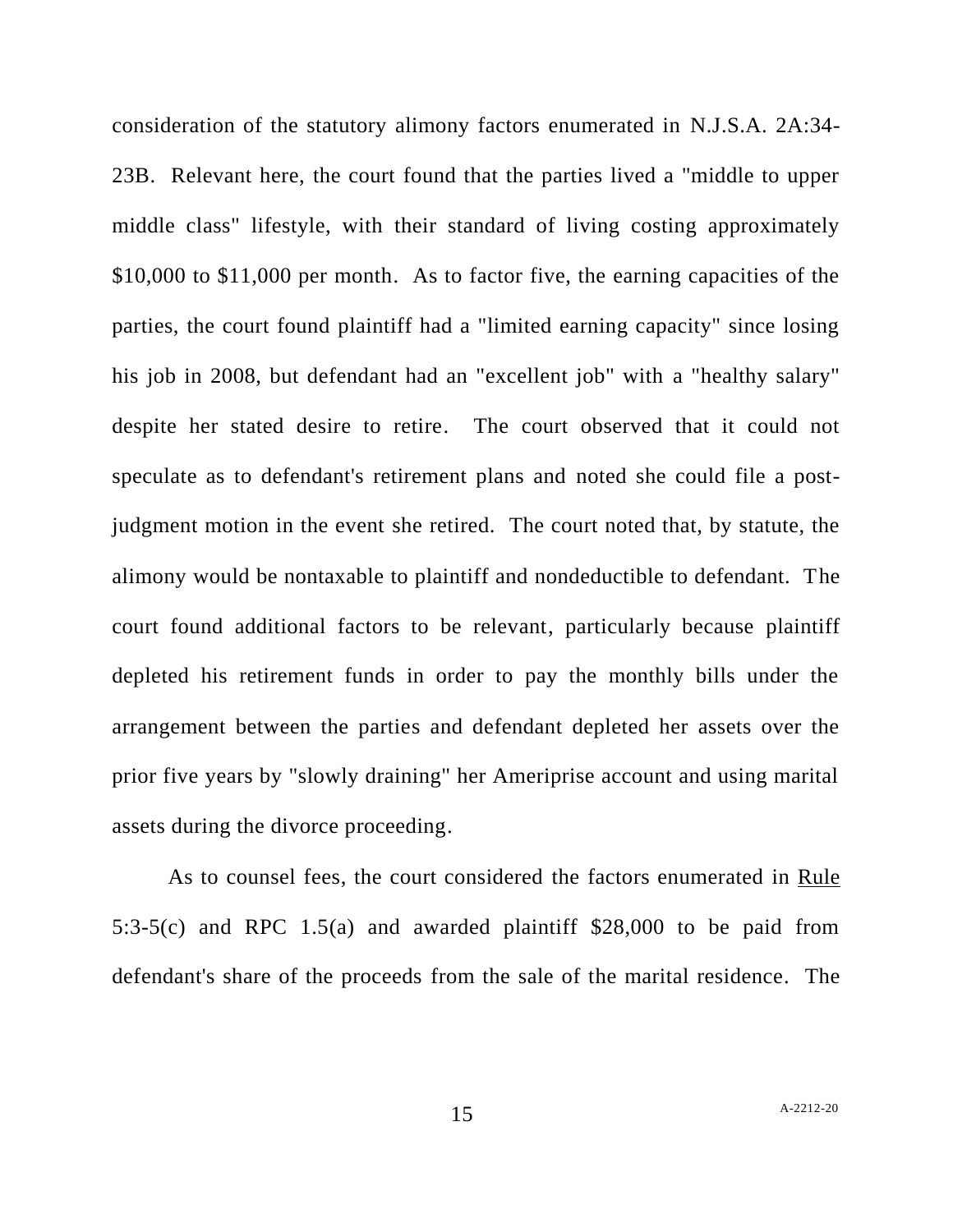consideration of the statutory alimony factors enumerated in N.J.S.A. 2A:34-23B. Relevant here, the court found that the parties lived a "middle to upper middle class" lifestyle, with their standard of living costing approximately $10,000 to $11,000 per month. As to factor five, the earning capacities of the parties, the court found plaintiff had a "limited earning capacity" since losing his job in 2008, but defendant had an "excellent job" with a "healthy salary" despite her stated desire to retire. The court observed that it could not speculate as to defendant's retirement plans and noted she could file a post-judgment motion in the event she retired. The court noted that, by statute, the alimony would be nontaxable to plaintiff and nondeductible to defendant. The court found additional factors to be relevant, particularly because plaintiff depleted his retirement funds in order to pay the monthly bills under the arrangement between the parties and defendant depleted her assets over the prior five years by "slowly draining" her Ameriprise account and using marital assets during the divorce proceeding.

As to counsel fees, the court considered the factors enumerated in Rule 5:3-5(c) and RPC 1.5(a) and awarded plaintiff $28,000 to be paid from defendant's share of the proceeds from the sale of the marital residence. The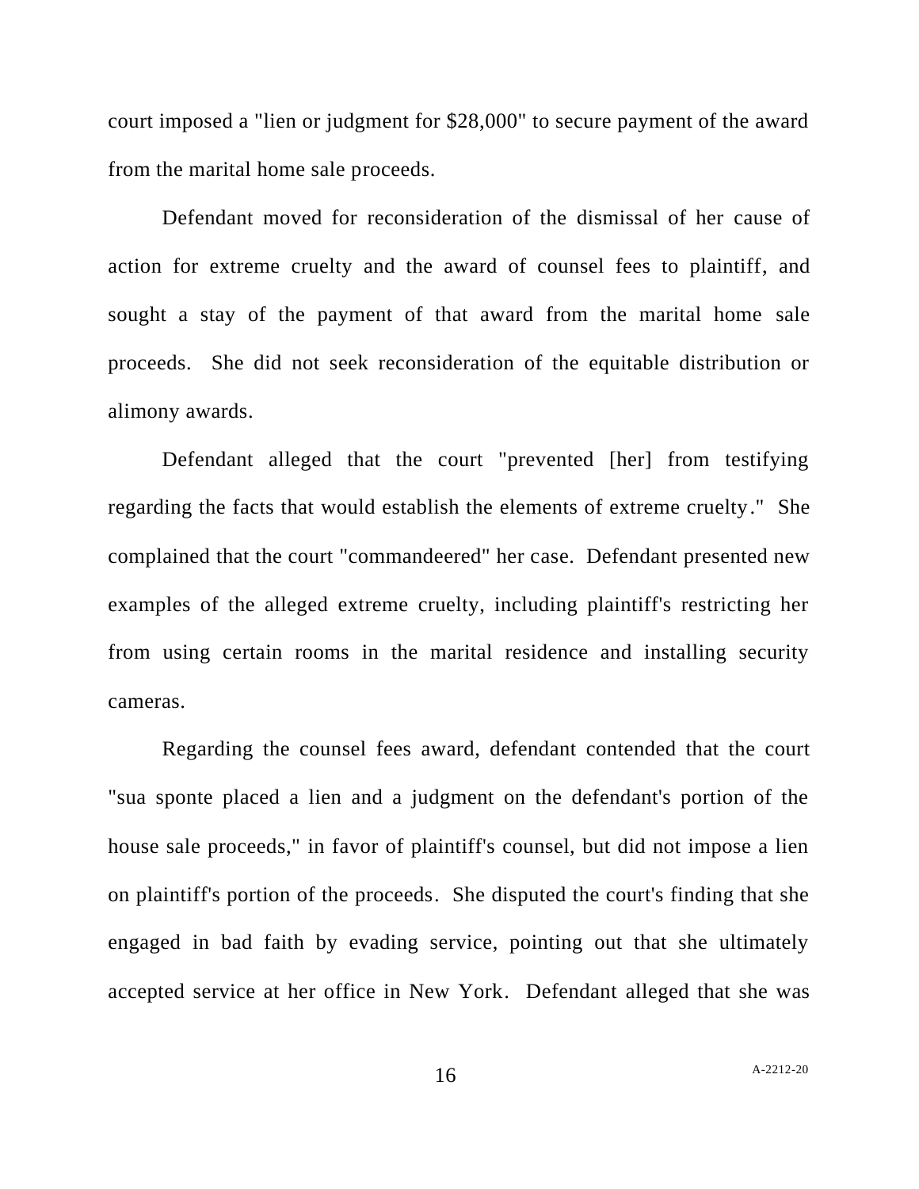court imposed a "lien or judgment for $28,000" to secure payment of the award from the marital home sale proceeds.

Defendant moved for reconsideration of the dismissal of her cause of action for extreme cruelty and the award of counsel fees to plaintiff, and sought a stay of the payment of that award from the marital home sale proceeds. She did not seek reconsideration of the equitable distribution or alimony awards.

Defendant alleged that the court "prevented [her] from testifying regarding the facts that would establish the elements of extreme cruelty." She complained that the court "commandeered" her case. Defendant presented new examples of the alleged extreme cruelty, including plaintiff's restricting her from using certain rooms in the marital residence and installing security cameras.

Regarding the counsel fees award, defendant contended that the court "sua sponte placed a lien and a judgment on the defendant's portion of the house sale proceeds," in favor of plaintiff's counsel, but did not impose a lien on plaintiff's portion of the proceeds. She disputed the court's finding that she engaged in bad faith by evading service, pointing out that she ultimately accepted service at her office in New York. Defendant alleged that she was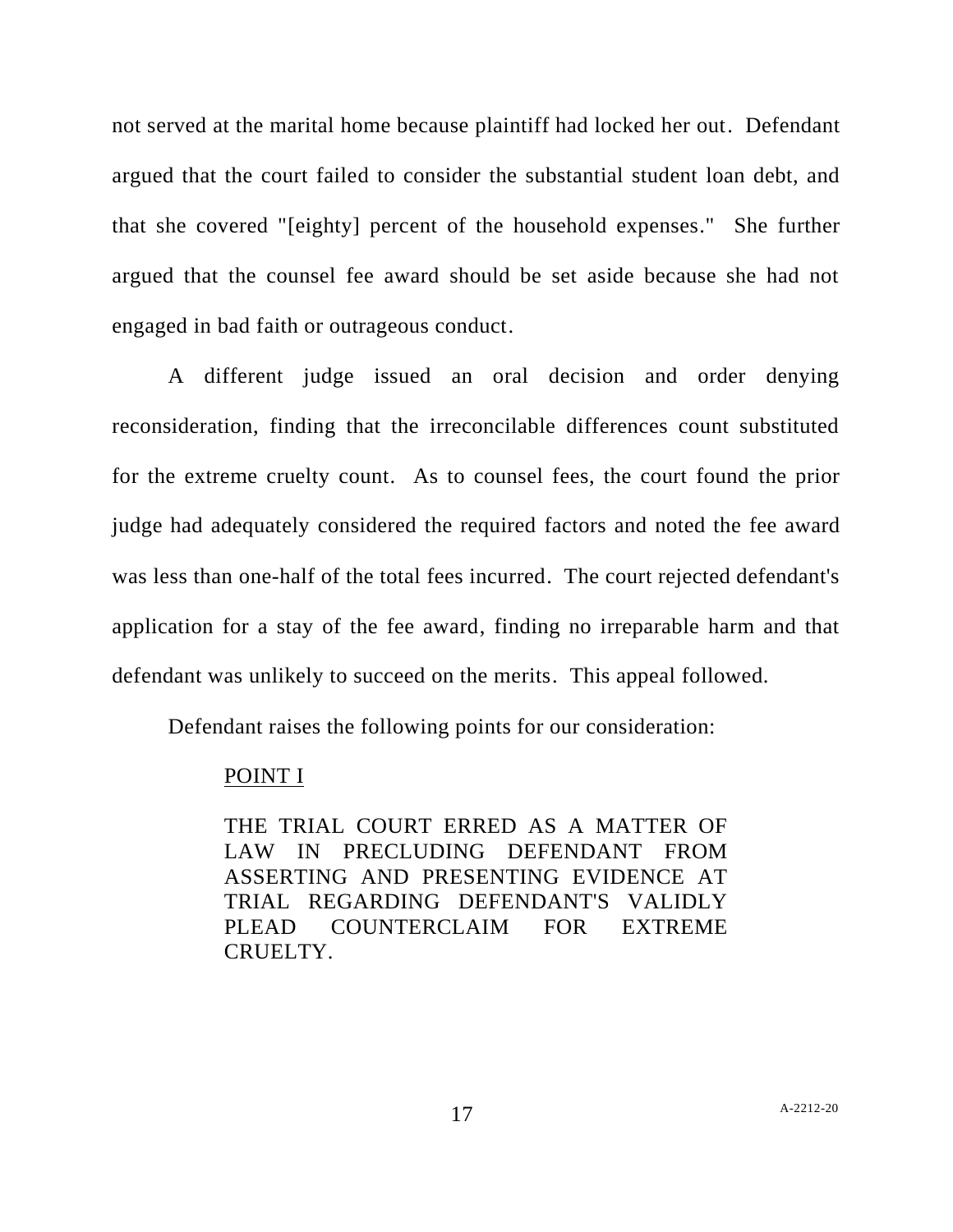not served at the marital home because plaintiff had locked her out. Defendant argued that the court failed to consider the substantial student loan debt, and that she covered "[eighty] percent of the household expenses." She further argued that the counsel fee award should be set aside because she had not engaged in bad faith or outrageous conduct.

A different judge issued an oral decision and order denying reconsideration, finding that the irreconcilable differences count substituted for the extreme cruelty count. As to counsel fees, the court found the prior judge had adequately considered the required factors and noted the fee award was less than one-half of the total fees incurred. The court rejected defendant's application for a stay of the fee award, finding no irreparable harm and that defendant was unlikely to succeed on the merits. This appeal followed.

Defendant raises the following points for our consideration:

> <u>POINT I</u>
>
> THE TRIAL COURT ERRED AS A MATTER OF LAW IN PRECLUDING DEFENDANT FROM ASSERTING AND PRESENTING EVIDENCE AT TRIAL REGARDING DEFENDANT'S VALIDLY PLEAD COUNTERCLAIM FOR EXTREME CRUELTY.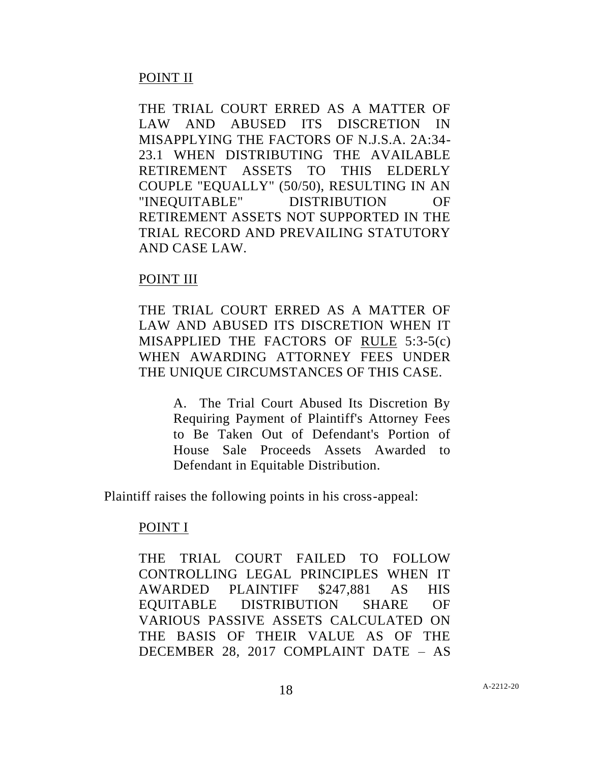POINT II

THE TRIAL COURT ERRED AS A MATTER OF LAW AND ABUSED ITS DISCRETION IN MISAPPLYING THE FACTORS OF N.J.S.A. 2A:34-23.1 WHEN DISTRIBUTING THE AVAILABLE RETIREMENT ASSETS TO THIS ELDERLY COUPLE "EQUALLY" (50/50), RESULTING IN AN "INEQUITABLE" DISTRIBUTION OF RETIREMENT ASSETS NOT SUPPORTED IN THE TRIAL RECORD AND PREVAILING STATUTORY AND CASE LAW.

POINT III

THE TRIAL COURT ERRED AS A MATTER OF LAW AND ABUSED ITS DISCRETION WHEN IT MISAPPLIED THE FACTORS OF RULE 5:3-5(c) WHEN AWARDING ATTORNEY FEES UNDER THE UNIQUE CIRCUMSTANCES OF THIS CASE.

> A. The Trial Court Abused Its Discretion By Requiring Payment of Plaintiff's Attorney Fees to Be Taken Out of Defendant's Portion of House Sale Proceeds Assets Awarded to Defendant in Equitable Distribution.

Plaintiff raises the following points in his cross-appeal:

POINT I

THE TRIAL COURT FAILED TO FOLLOW CONTROLLING LEGAL PRINCIPLES WHEN IT AWARDED PLAINTIFF $247,881 AS HIS EQUITABLE DISTRIBUTION SHARE OF VARIOUS PASSIVE ASSETS CALCULATED ON THE BASIS OF THEIR VALUE AS OF THE DECEMBER 28, 2017 COMPLAINT DATE – AS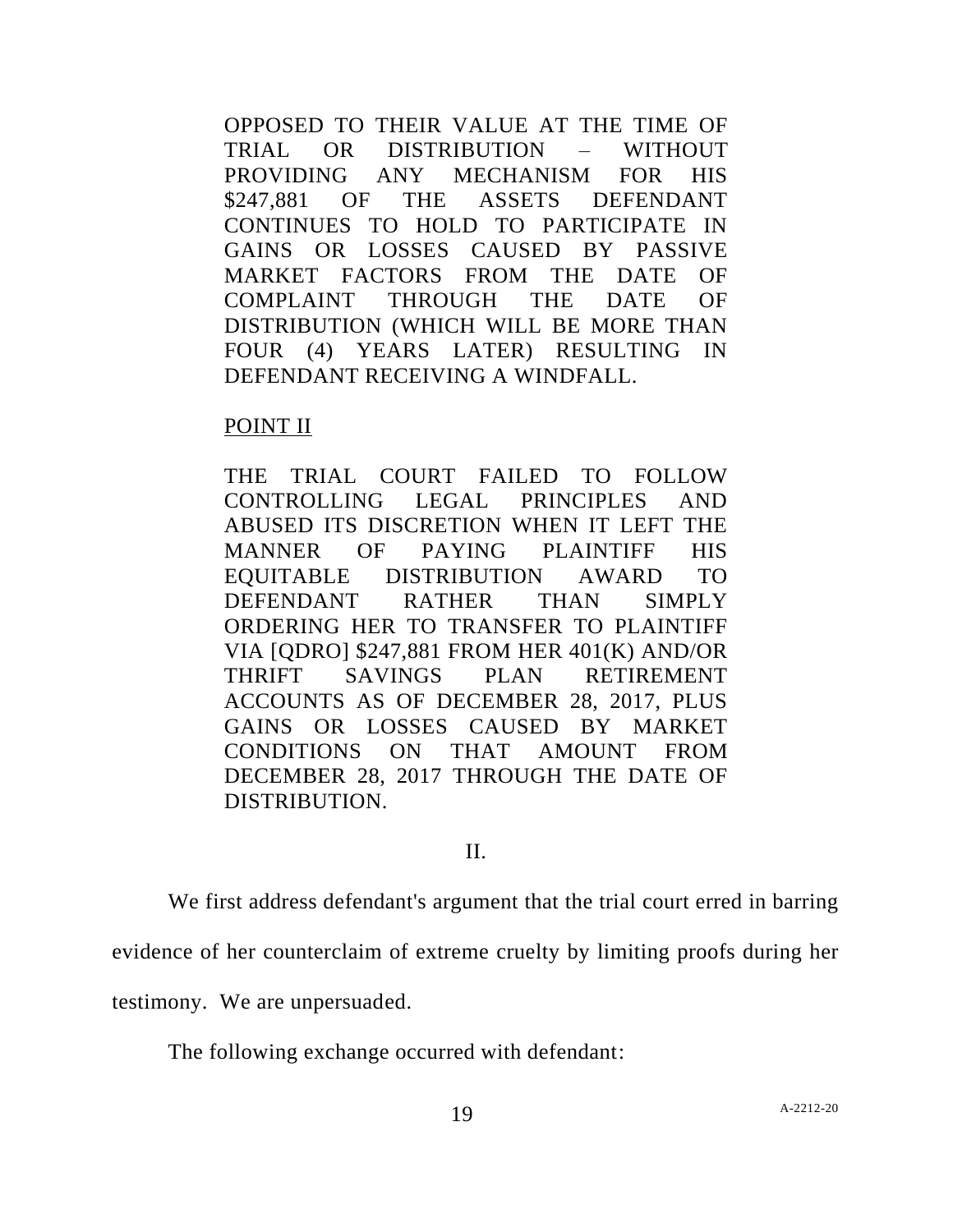OPPOSED TO THEIR VALUE AT THE TIME OF TRIAL OR DISTRIBUTION – WITHOUT PROVIDING ANY MECHANISM FOR HIS $247,881 OF THE ASSETS DEFENDANT CONTINUES TO HOLD TO PARTICIPATE IN GAINS OR LOSSES CAUSED BY PASSIVE MARKET FACTORS FROM THE DATE OF COMPLAINT THROUGH THE DATE OF DISTRIBUTION (WHICH WILL BE MORE THAN FOUR (4) YEARS LATER) RESULTING IN DEFENDANT RECEIVING A WINDFALL.

POINT II

THE TRIAL COURT FAILED TO FOLLOW CONTROLLING LEGAL PRINCIPLES AND ABUSED ITS DISCRETION WHEN IT LEFT THE MANNER OF PAYING PLAINTIFF HIS EQUITABLE DISTRIBUTION AWARD TO DEFENDANT RATHER THAN SIMPLY ORDERING HER TO TRANSFER TO PLAINTIFF VIA [QDRO] $247,881 FROM HER 401(K) AND/OR THRIFT SAVINGS PLAN RETIREMENT ACCOUNTS AS OF DECEMBER 28, 2017, PLUS GAINS OR LOSSES CAUSED BY MARKET CONDITIONS ON THAT AMOUNT FROM DECEMBER 28, 2017 THROUGH THE DATE OF DISTRIBUTION.

II.

We first address defendant's argument that the trial court erred in barring evidence of her counterclaim of extreme cruelty by limiting proofs during her testimony. We are unpersuaded.

The following exchange occurred with defendant: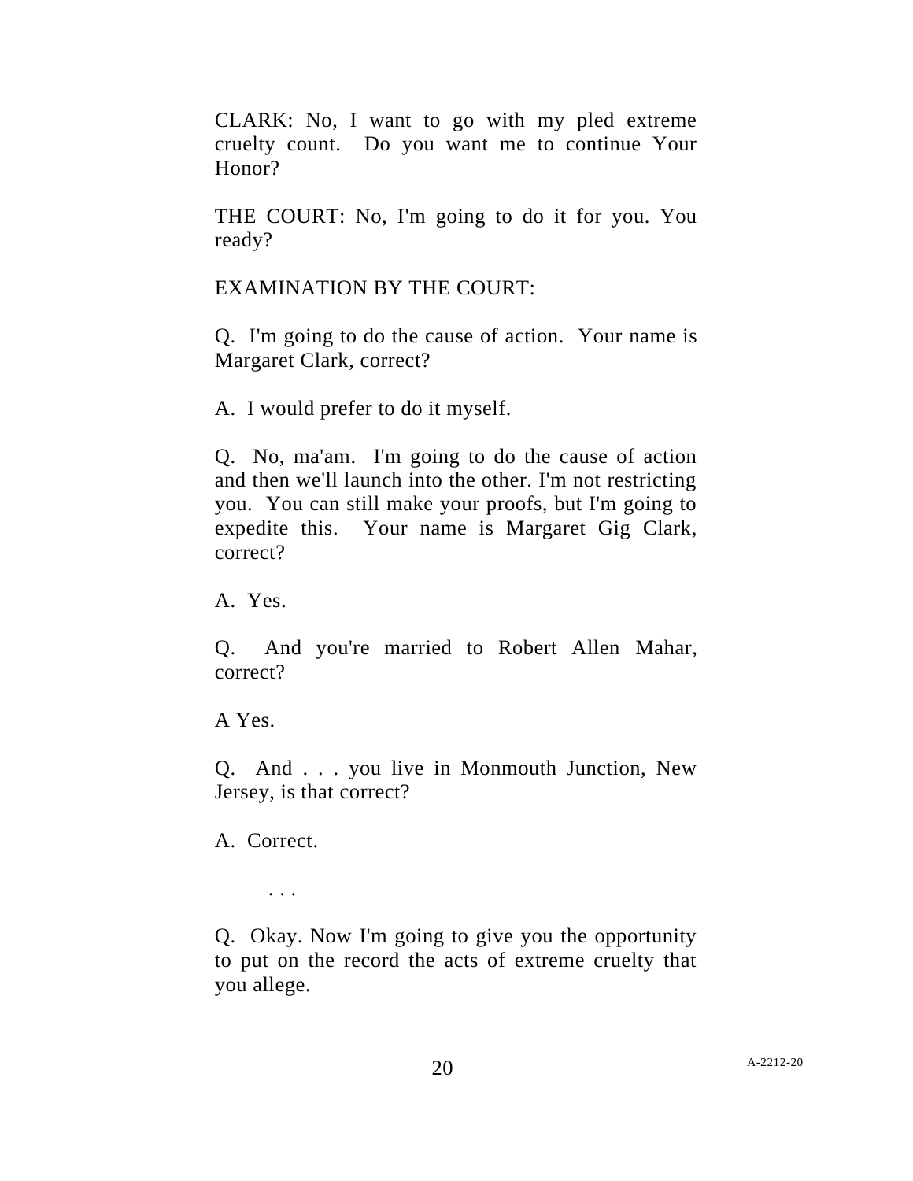CLARK: No, I want to go with my pled extreme cruelty count. Do you want me to continue Your Honor?

THE COURT: No, I'm going to do it for you. You ready?

EXAMINATION BY THE COURT:

Q. I'm going to do the cause of action. Your name is Margaret Clark, correct?

A. I would prefer to do it myself.

Q. No, ma'am. I'm going to do the cause of action and then we'll launch into the other. I'm not restricting you. You can still make your proofs, but I'm going to expedite this. Your name is Margaret Gig Clark, correct?

A. Yes.

Q. And you're married to Robert Allen Mahar, correct?

A Yes.

Q. And . . . you live in Monmouth Junction, New Jersey, is that correct?

A. Correct.

. . .

Q. Okay. Now I'm going to give you the opportunity to put on the record the acts of extreme cruelty that you allege.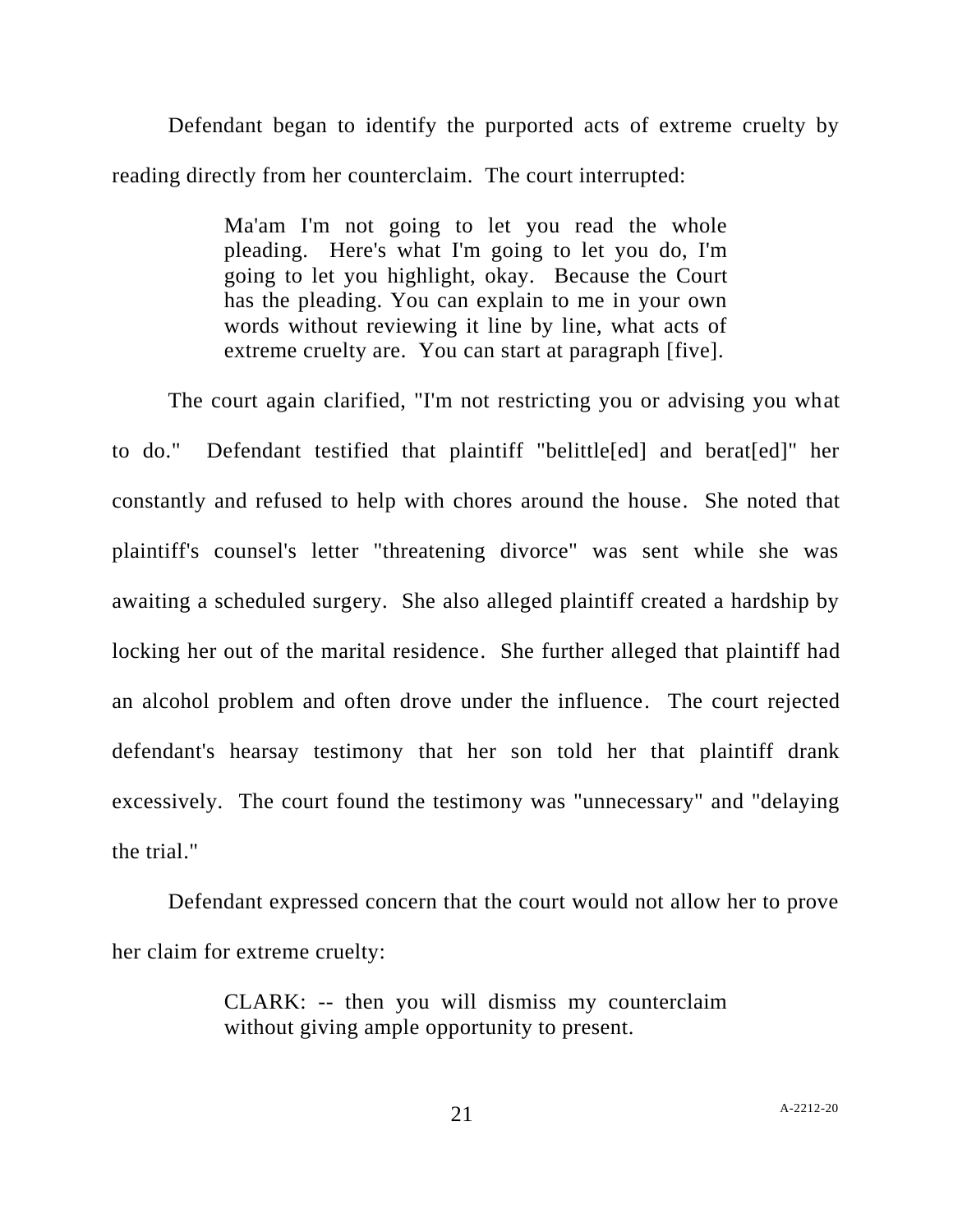Defendant began to identify the purported acts of extreme cruelty by reading directly from her counterclaim. The court interrupted:

> Ma'am I'm not going to let you read the whole pleading. Here's what I'm going to let you do, I'm going to let you highlight, okay. Because the Court has the pleading. You can explain to me in your own words without reviewing it line by line, what acts of extreme cruelty are. You can start at paragraph [five].

The court again clarified, "I'm not restricting you or advising you what to do." Defendant testified that plaintiff "belittle[ed] and berat[ed]" her constantly and refused to help with chores around the house. She noted that plaintiff's counsel's letter "threatening divorce" was sent while she was awaiting a scheduled surgery. She also alleged plaintiff created a hardship by locking her out of the marital residence. She further alleged that plaintiff had an alcohol problem and often drove under the influence. The court rejected defendant's hearsay testimony that her son told her that plaintiff drank excessively. The court found the testimony was "unnecessary" and "delaying the trial."

Defendant expressed concern that the court would not allow her to prove her claim for extreme cruelty:

> CLARK: -- then you will dismiss my counterclaim without giving ample opportunity to present.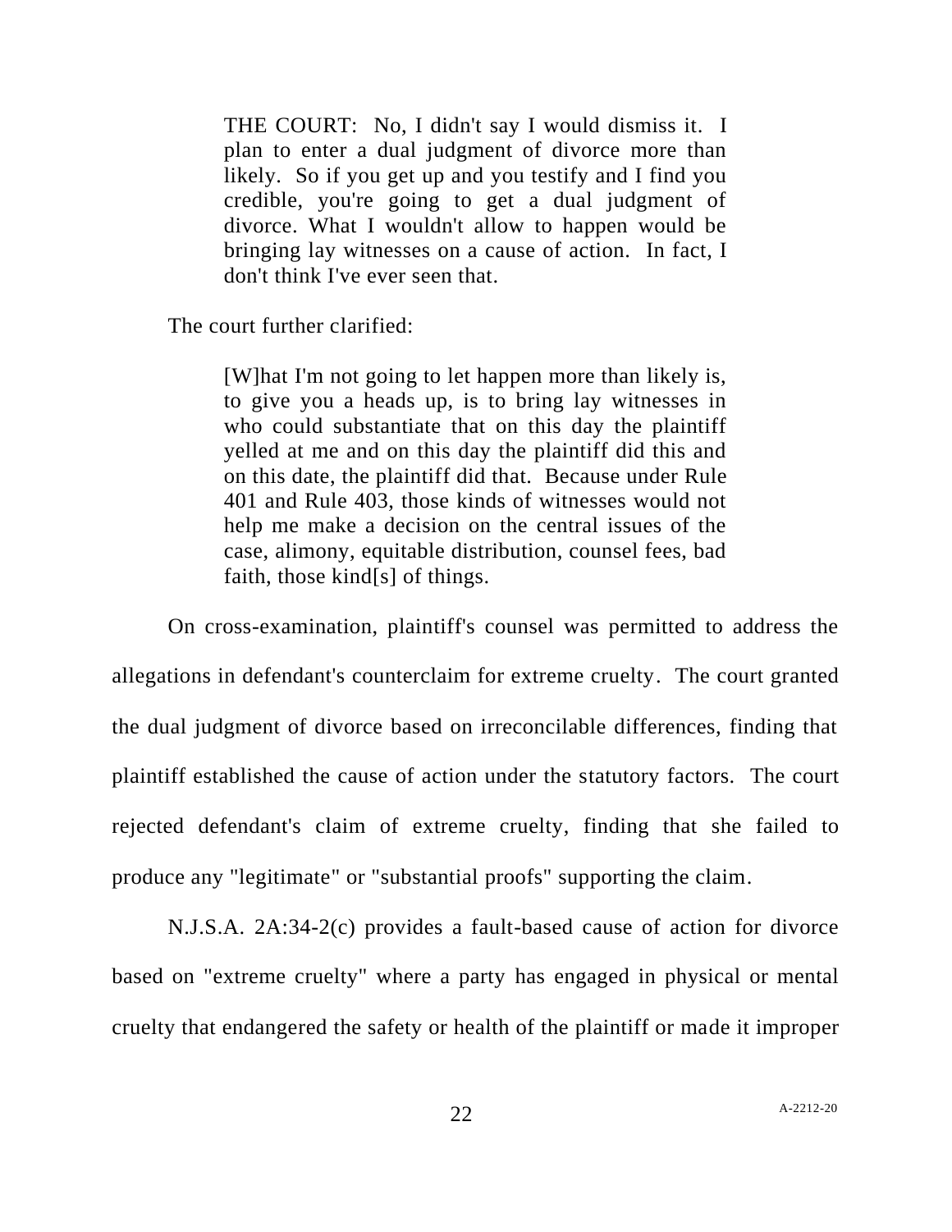> THE COURT: No, I didn't say I would dismiss it. I plan to enter a dual judgment of divorce more than likely. So if you get up and you testify and I find you credible, you're going to get a dual judgment of divorce. What I wouldn't allow to happen would be bringing lay witnesses on a cause of action. In fact, I don't think I've ever seen that.

The court further clarified:

> [W]hat I'm not going to let happen more than likely is, to give you a heads up, is to bring lay witnesses in who could substantiate that on this day the plaintiff yelled at me and on this day the plaintiff did this and on this date, the plaintiff did that. Because under Rule 401 and Rule 403, those kinds of witnesses would not help me make a decision on the central issues of the case, alimony, equitable distribution, counsel fees, bad faith, those kind[s] of things.

On cross-examination, plaintiff's counsel was permitted to address the allegations in defendant's counterclaim for extreme cruelty. The court granted the dual judgment of divorce based on irreconcilable differences, finding that plaintiff established the cause of action under the statutory factors. The court rejected defendant's claim of extreme cruelty, finding that she failed to produce any "legitimate" or "substantial proofs" supporting the claim.

N.J.S.A. 2A:34-2(c) provides a fault-based cause of action for divorce based on "extreme cruelty" where a party has engaged in physical or mental cruelty that endangered the safety or health of the plaintiff or made it improper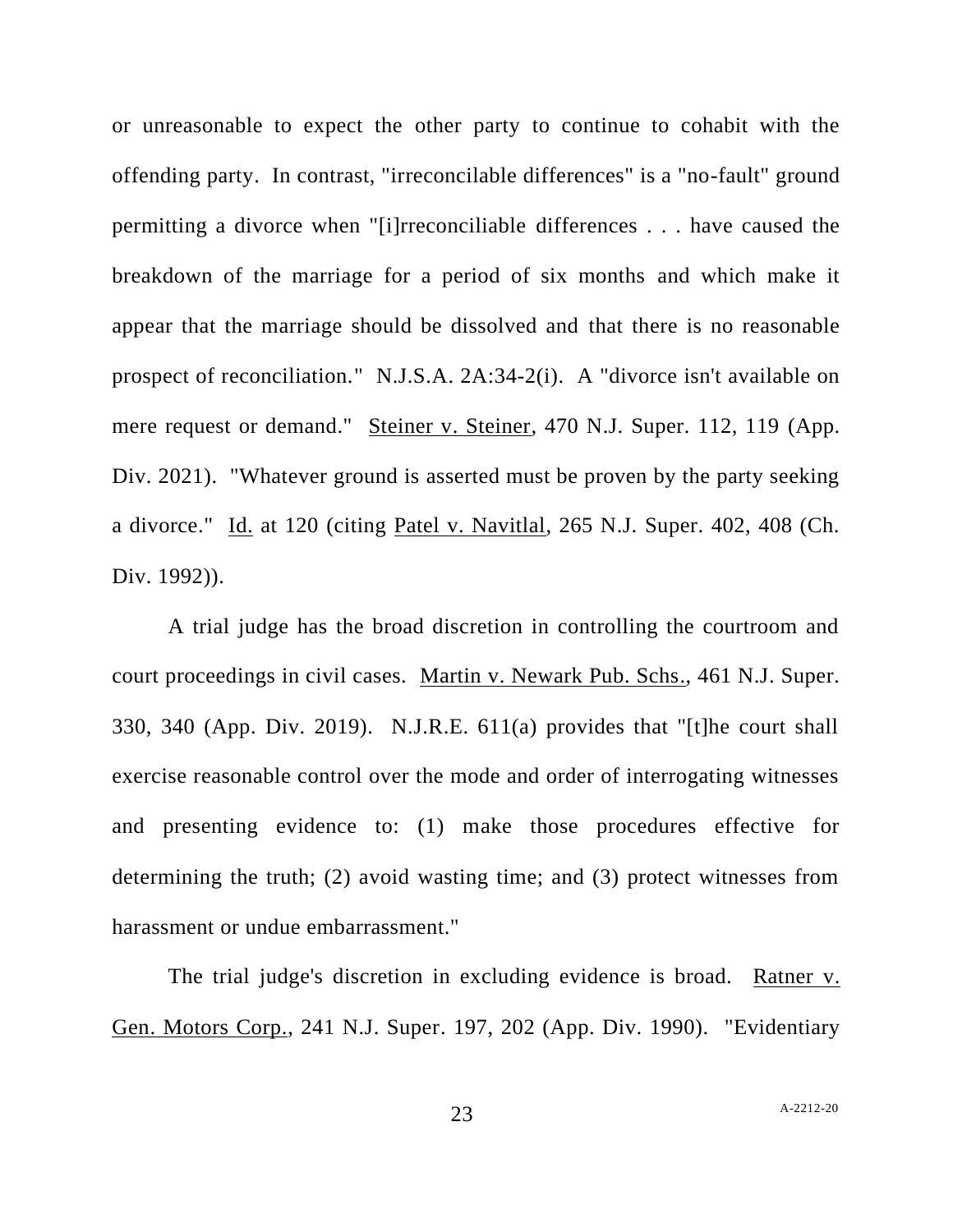or unreasonable to expect the other party to continue to cohabit with the offending party. In contrast, "irreconcilable differences" is a "no-fault" ground permitting a divorce when "[i]rreconciliable differences . . . have caused the breakdown of the marriage for a period of six months and which make it appear that the marriage should be dissolved and that there is no reasonable prospect of reconciliation." N.J.S.A. 2A:34-2(i). A "divorce isn't available on mere request or demand." Steiner v. Steiner, 470 N.J. Super. 112, 119 (App. Div. 2021). "Whatever ground is asserted must be proven by the party seeking a divorce." Id. at 120 (citing Patel v. Navitlal, 265 N.J. Super. 402, 408 (Ch. Div. 1992)).

A trial judge has the broad discretion in controlling the courtroom and court proceedings in civil cases. Martin v. Newark Pub. Schs., 461 N.J. Super. 330, 340 (App. Div. 2019). N.J.R.E. 611(a) provides that "[t]he court shall exercise reasonable control over the mode and order of interrogating witnesses and presenting evidence to: (1) make those procedures effective for determining the truth; (2) avoid wasting time; and (3) protect witnesses from harassment or undue embarrassment."

The trial judge's discretion in excluding evidence is broad. Ratner v. Gen. Motors Corp., 241 N.J. Super. 197, 202 (App. Div. 1990). "Evidentiary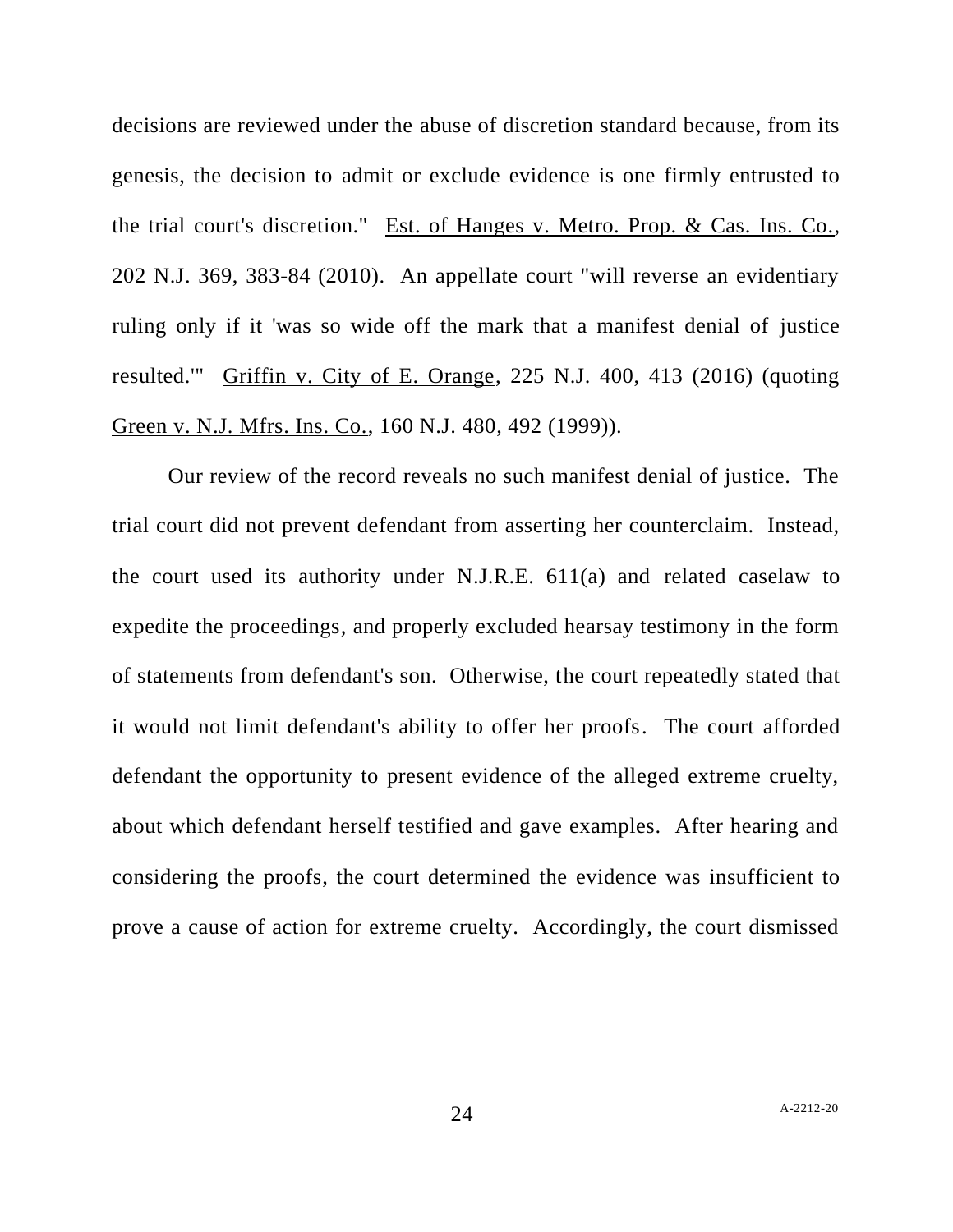decisions are reviewed under the abuse of discretion standard because, from its genesis, the decision to admit or exclude evidence is one firmly entrusted to the trial court's discretion." Est. of Hanges v. Metro. Prop. & Cas. Ins. Co., 202 N.J. 369, 383-84 (2010). An appellate court "will reverse an evidentiary ruling only if it 'was so wide off the mark that a manifest denial of justice resulted.'" Griffin v. City of E. Orange, 225 N.J. 400, 413 (2016) (quoting Green v. N.J. Mfrs. Ins. Co., 160 N.J. 480, 492 (1999)).

Our review of the record reveals no such manifest denial of justice. The trial court did not prevent defendant from asserting her counterclaim. Instead, the court used its authority under N.J.R.E. 611(a) and related caselaw to expedite the proceedings, and properly excluded hearsay testimony in the form of statements from defendant's son. Otherwise, the court repeatedly stated that it would not limit defendant's ability to offer her proofs. The court afforded defendant the opportunity to present evidence of the alleged extreme cruelty, about which defendant herself testified and gave examples. After hearing and considering the proofs, the court determined the evidence was insufficient to prove a cause of action for extreme cruelty. Accordingly, the court dismissed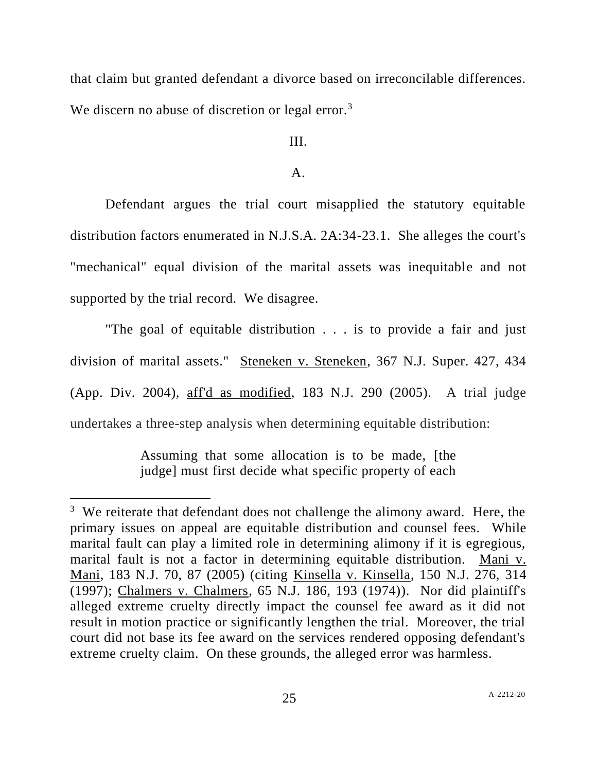that claim but granted defendant a divorce based on irreconcilable differences. We discern no abuse of discretion or legal error.[3]

III.

A.

Defendant argues the trial court misapplied the statutory equitable distribution factors enumerated in N.J.S.A. 2A:34-23.1. She alleges the court's "mechanical" equal division of the marital assets was inequitable and not supported by the trial record. We disagree.

"The goal of equitable distribution . . . is to provide a fair and just division of marital assets." Steneken v. Steneken, 367 N.J. Super. 427, 434 (App. Div. 2004), aff'd as modified, 183 N.J. 290 (2005). A trial judge undertakes a three-step analysis when determining equitable distribution:

> Assuming that some allocation is to be made, [the judge] must first decide what specific property of each

---

[3] We reiterate that defendant does not challenge the alimony award. Here, the primary issues on appeal are equitable distribution and counsel fees. While marital fault can play a limited role in determining alimony if it is egregious, marital fault is not a factor in determining equitable distribution. Mani v. Mani, 183 N.J. 70, 87 (2005) (citing Kinsella v. Kinsella, 150 N.J. 276, 314 (1997); Chalmers v. Chalmers, 65 N.J. 186, 193 (1974)). Nor did plaintiff's alleged extreme cruelty directly impact the counsel fee award as it did not result in motion practice or significantly lengthen the trial. Moreover, the trial court did not base its fee award on the services rendered opposing defendant's extreme cruelty claim. On these grounds, the alleged error was harmless.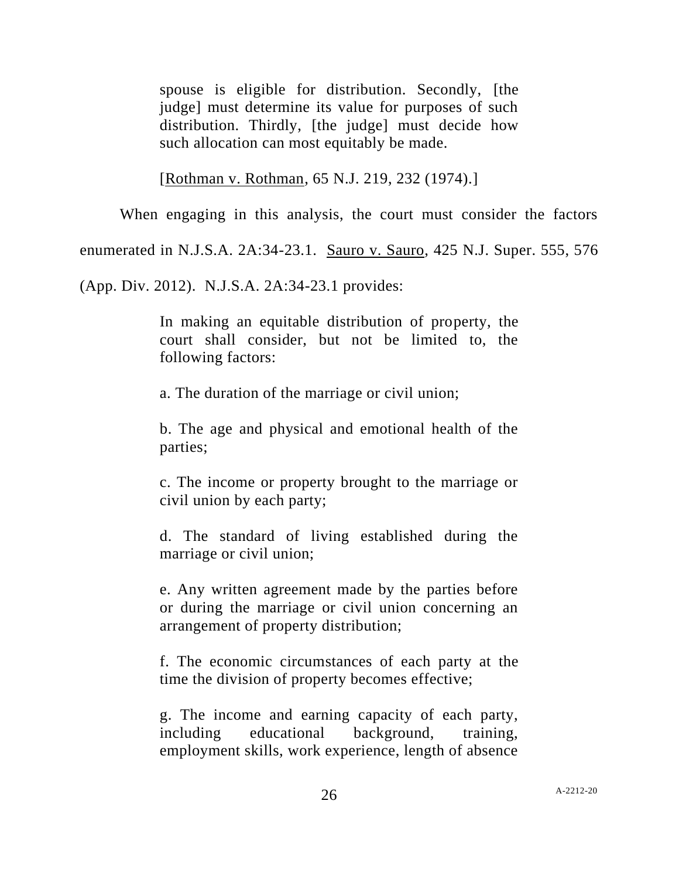> spouse is eligible for distribution. Secondly, [the judge] must determine its value for purposes of such distribution. Thirdly, [the judge] must decide how such allocation can most equitably be made.
>
> [Rothman v. Rothman, 65 N.J. 219, 232 (1974).]

When engaging in this analysis, the court must consider the factors enumerated in N.J.S.A. 2A:34-23.1. Sauro v. Sauro, 425 N.J. Super. 555, 576 (App. Div. 2012). N.J.S.A. 2A:34-23.1 provides:

> In making an equitable distribution of property, the court shall consider, but not be limited to, the following factors:
>
> a. The duration of the marriage or civil union;
>
> b. The age and physical and emotional health of the parties;
>
> c. The income or property brought to the marriage or civil union by each party;
>
> d. The standard of living established during the marriage or civil union;
>
> e. Any written agreement made by the parties before or during the marriage or civil union concerning an arrangement of property distribution;
>
> f. The economic circumstances of each party at the time the division of property becomes effective;
>
> g. The income and earning capacity of each party, including educational background, training, employment skills, work experience, length of absence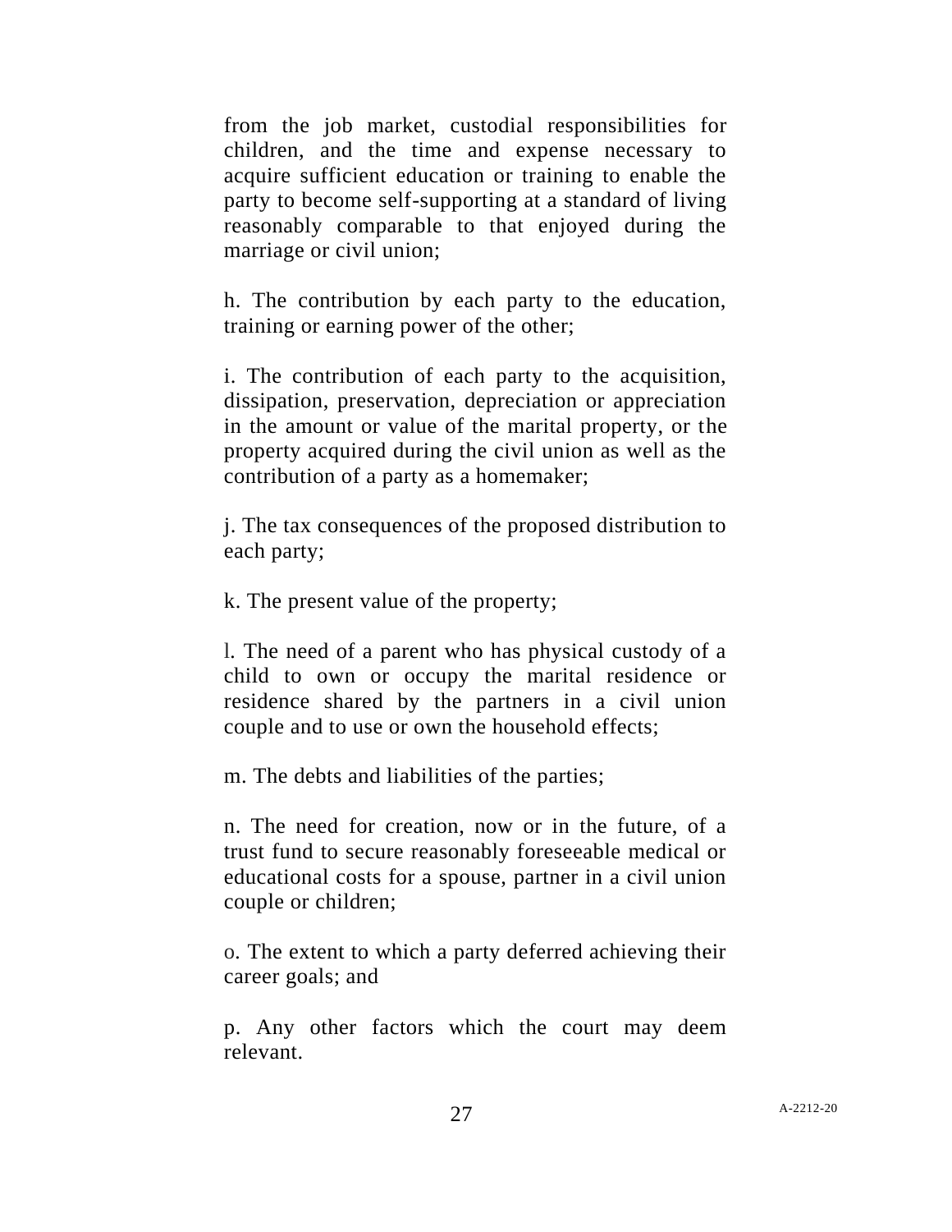from the job market, custodial responsibilities for children, and the time and expense necessary to acquire sufficient education or training to enable the party to become self-supporting at a standard of living reasonably comparable to that enjoyed during the marriage or civil union;

h. The contribution by each party to the education, training or earning power of the other;

i. The contribution of each party to the acquisition, dissipation, preservation, depreciation or appreciation in the amount or value of the marital property, or the property acquired during the civil union as well as the contribution of a party as a homemaker;

j. The tax consequences of the proposed distribution to each party;

k. The present value of the property;

l. The need of a parent who has physical custody of a child to own or occupy the marital residence or residence shared by the partners in a civil union couple and to use or own the household effects;

m. The debts and liabilities of the parties;

n. The need for creation, now or in the future, of a trust fund to secure reasonably foreseeable medical or educational costs for a spouse, partner in a civil union couple or children;

o. The extent to which a party deferred achieving their career goals; and

p. Any other factors which the court may deem relevant.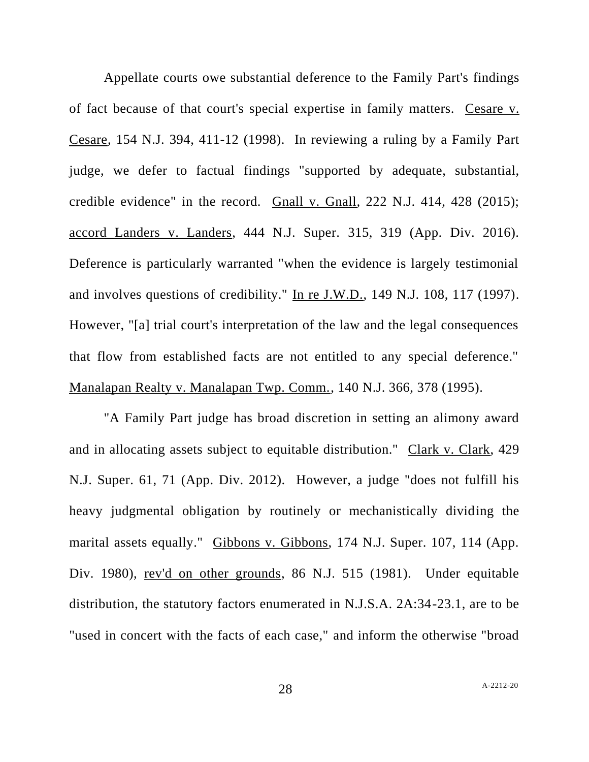Appellate courts owe substantial deference to the Family Part's findings of fact because of that court's special expertise in family matters. Cesare v. Cesare, 154 N.J. 394, 411-12 (1998). In reviewing a ruling by a Family Part judge, we defer to factual findings "supported by adequate, substantial, credible evidence" in the record. Gnall v. Gnall, 222 N.J. 414, 428 (2015); accord Landers v. Landers, 444 N.J. Super. 315, 319 (App. Div. 2016). Deference is particularly warranted "when the evidence is largely testimonial and involves questions of credibility." In re J.W.D., 149 N.J. 108, 117 (1997). However, "[a] trial court's interpretation of the law and the legal consequences that flow from established facts are not entitled to any special deference." Manalapan Realty v. Manalapan Twp. Comm., 140 N.J. 366, 378 (1995).

"A Family Part judge has broad discretion in setting an alimony award and in allocating assets subject to equitable distribution." Clark v. Clark, 429 N.J. Super. 61, 71 (App. Div. 2012). However, a judge "does not fulfill his heavy judgmental obligation by routinely or mechanistically dividing the marital assets equally." Gibbons v. Gibbons, 174 N.J. Super. 107, 114 (App. Div. 1980), rev'd on other grounds, 86 N.J. 515 (1981). Under equitable distribution, the statutory factors enumerated in N.J.S.A. 2A:34-23.1, are to be "used in concert with the facts of each case," and inform the otherwise "broad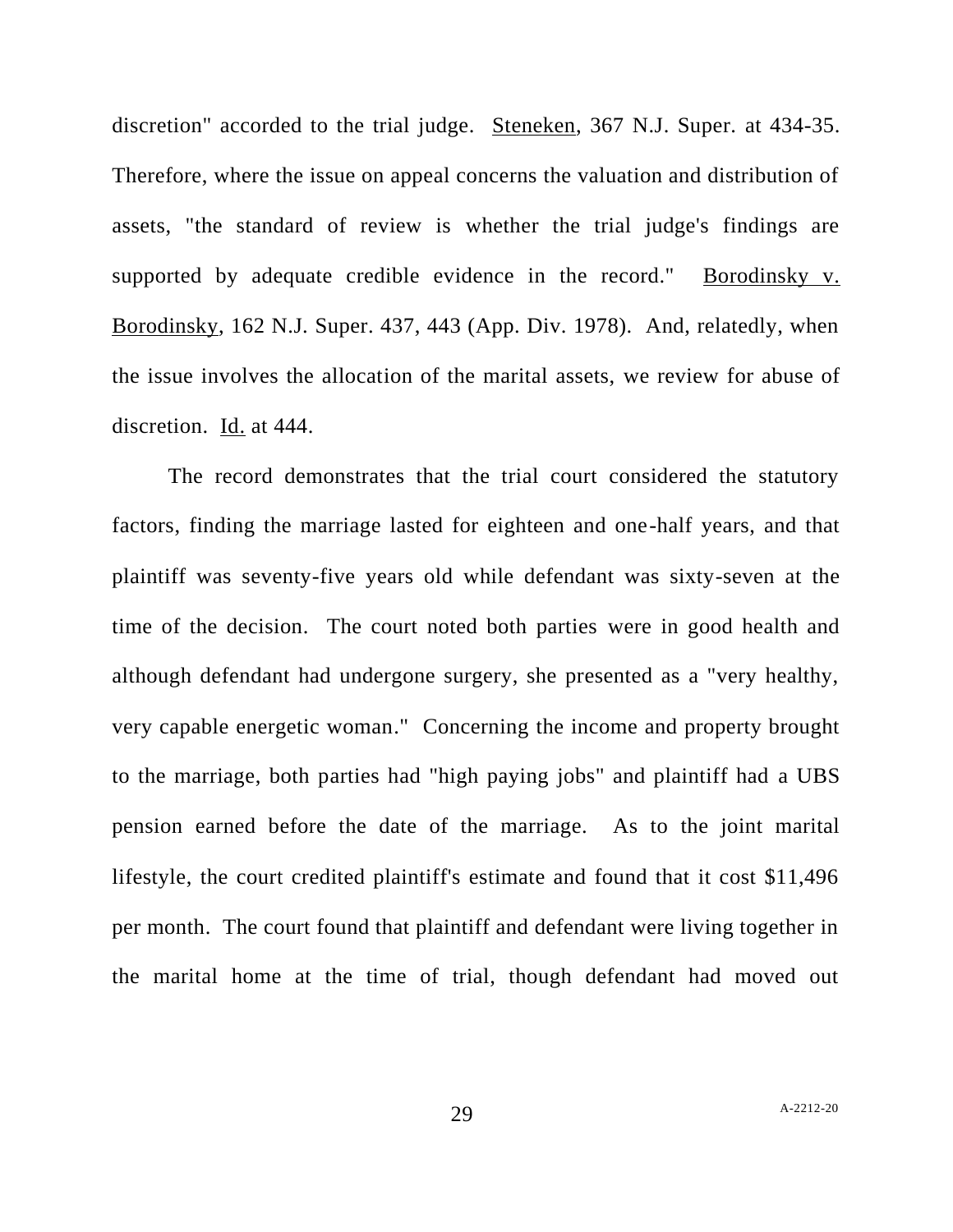discretion" accorded to the trial judge. Steneken, 367 N.J. Super. at 434-35. Therefore, where the issue on appeal concerns the valuation and distribution of assets, "the standard of review is whether the trial judge's findings are supported by adequate credible evidence in the record." Borodinsky v. Borodinsky, 162 N.J. Super. 437, 443 (App. Div. 1978). And, relatedly, when the issue involves the allocation of the marital assets, we review for abuse of discretion. Id. at 444.

The record demonstrates that the trial court considered the statutory factors, finding the marriage lasted for eighteen and one-half years, and that plaintiff was seventy-five years old while defendant was sixty-seven at the time of the decision. The court noted both parties were in good health and although defendant had undergone surgery, she presented as a "very healthy, very capable energetic woman." Concerning the income and property brought to the marriage, both parties had "high paying jobs" and plaintiff had a UBS pension earned before the date of the marriage. As to the joint marital lifestyle, the court credited plaintiff's estimate and found that it cost $11,496 per month. The court found that plaintiff and defendant were living together in the marital home at the time of trial, though defendant had moved out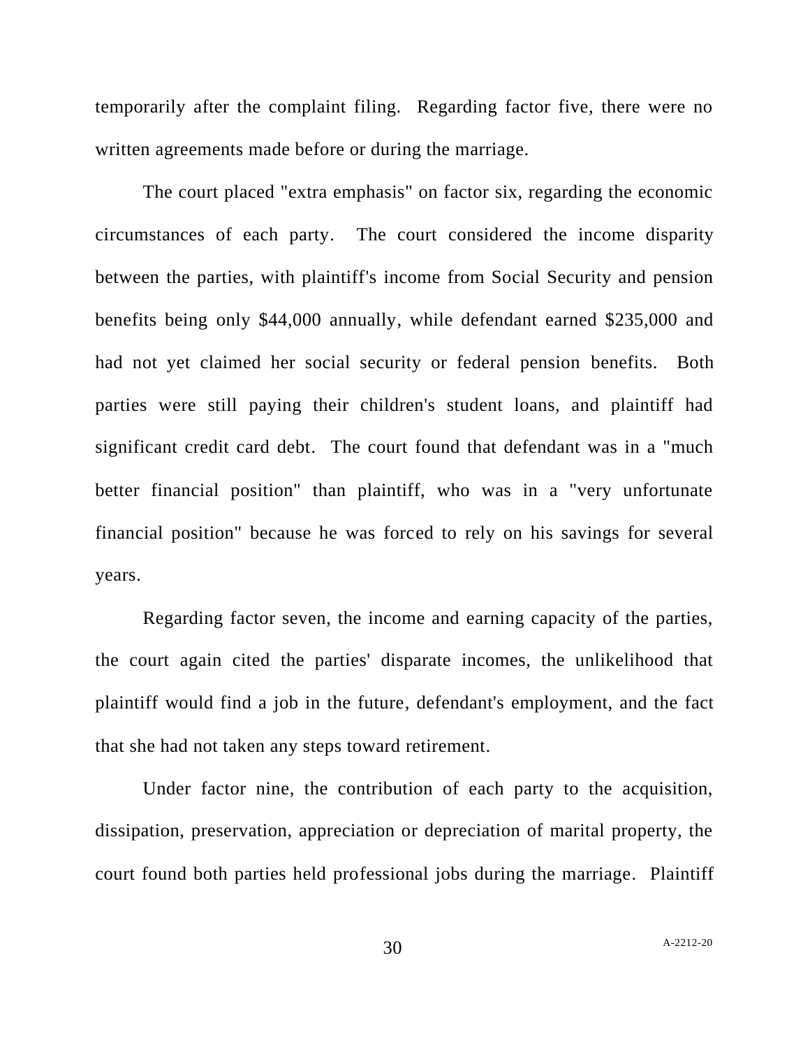temporarily after the complaint filing. Regarding factor five, there were no written agreements made before or during the marriage.

The court placed "extra emphasis" on factor six, regarding the economic circumstances of each party. The court considered the income disparity between the parties, with plaintiff's income from Social Security and pension benefits being only $44,000 annually, while defendant earned $235,000 and had not yet claimed her social security or federal pension benefits. Both parties were still paying their children's student loans, and plaintiff had significant credit card debt. The court found that defendant was in a "much better financial position" than plaintiff, who was in a "very unfortunate financial position" because he was forced to rely on his savings for several years.

Regarding factor seven, the income and earning capacity of the parties, the court again cited the parties' disparate incomes, the unlikelihood that plaintiff would find a job in the future, defendant's employment, and the fact that she had not taken any steps toward retirement.

Under factor nine, the contribution of each party to the acquisition, dissipation, preservation, appreciation or depreciation of marital property, the court found both parties held professional jobs during the marriage. Plaintiff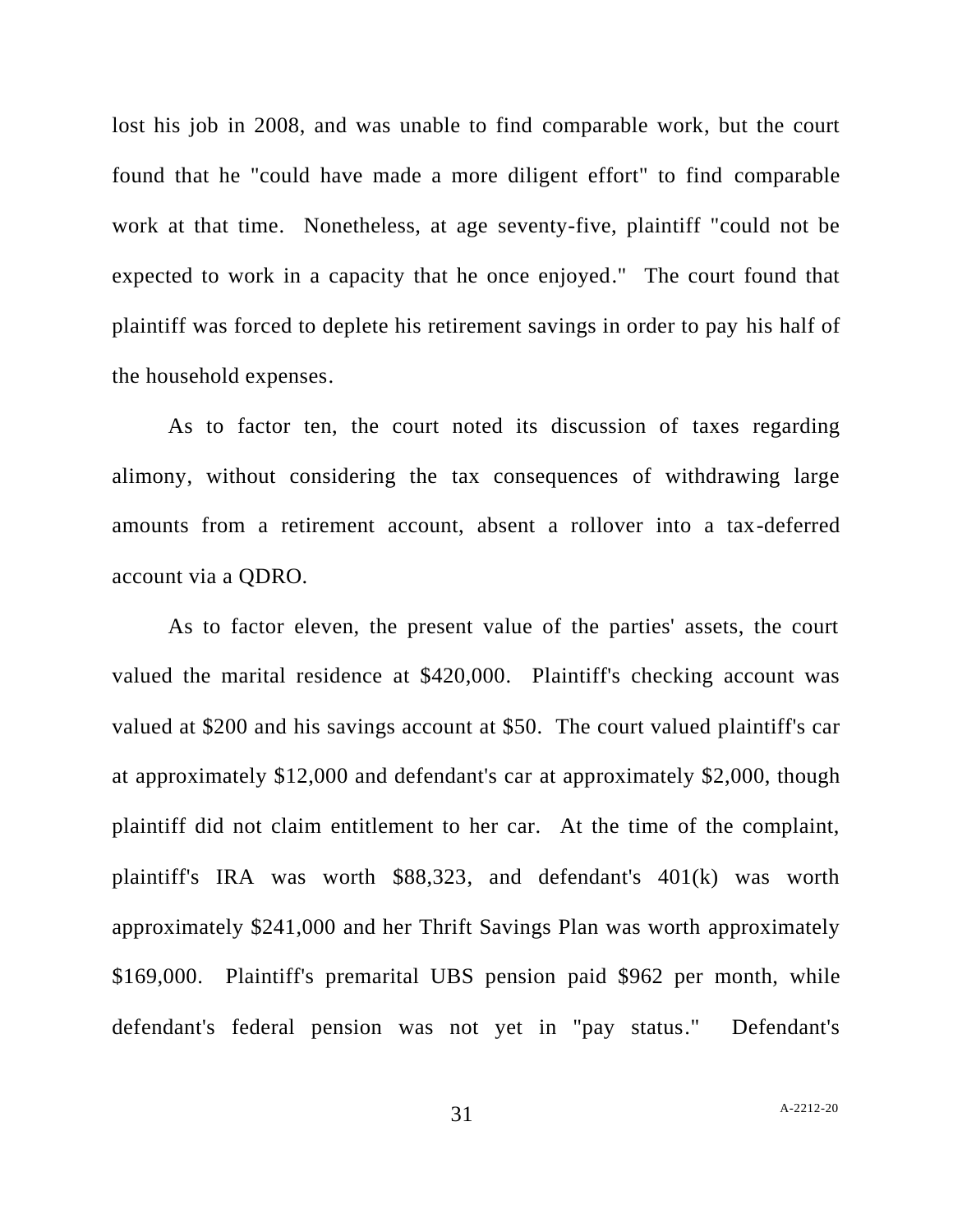lost his job in 2008, and was unable to find comparable work, but the court found that he "could have made a more diligent effort" to find comparable work at that time. Nonetheless, at age seventy-five, plaintiff "could not be expected to work in a capacity that he once enjoyed." The court found that plaintiff was forced to deplete his retirement savings in order to pay his half of the household expenses.

As to factor ten, the court noted its discussion of taxes regarding alimony, without considering the tax consequences of withdrawing large amounts from a retirement account, absent a rollover into a tax-deferred account via a QDRO.

As to factor eleven, the present value of the parties' assets, the court valued the marital residence at $420,000. Plaintiff's checking account was valued at $200 and his savings account at $50. The court valued plaintiff's car at approximately $12,000 and defendant's car at approximately $2,000, though plaintiff did not claim entitlement to her car. At the time of the complaint, plaintiff's IRA was worth $88,323, and defendant's 401(k) was worth approximately $241,000 and her Thrift Savings Plan was worth approximately $169,000. Plaintiff's premarital UBS pension paid $962 per month, while defendant's federal pension was not yet in "pay status." Defendant's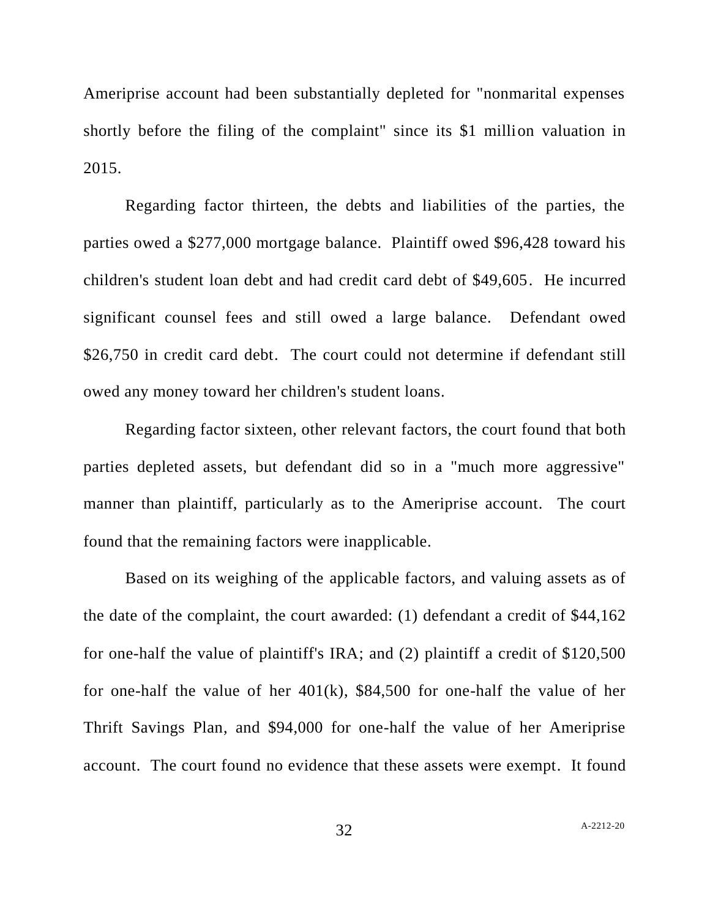Ameriprise account had been substantially depleted for "nonmarital expenses shortly before the filing of the complaint" since its $1 million valuation in 2015.

Regarding factor thirteen, the debts and liabilities of the parties, the parties owed a $277,000 mortgage balance. Plaintiff owed $96,428 toward his children's student loan debt and had credit card debt of $49,605. He incurred significant counsel fees and still owed a large balance. Defendant owed $26,750 in credit card debt. The court could not determine if defendant still owed any money toward her children's student loans.

Regarding factor sixteen, other relevant factors, the court found that both parties depleted assets, but defendant did so in a "much more aggressive" manner than plaintiff, particularly as to the Ameriprise account. The court found that the remaining factors were inapplicable.

Based on its weighing of the applicable factors, and valuing assets as of the date of the complaint, the court awarded: (1) defendant a credit of $44,162 for one-half the value of plaintiff's IRA; and (2) plaintiff a credit of $120,500 for one-half the value of her 401(k), $84,500 for one-half the value of her Thrift Savings Plan, and $94,000 for one-half the value of her Ameriprise account. The court found no evidence that these assets were exempt. It found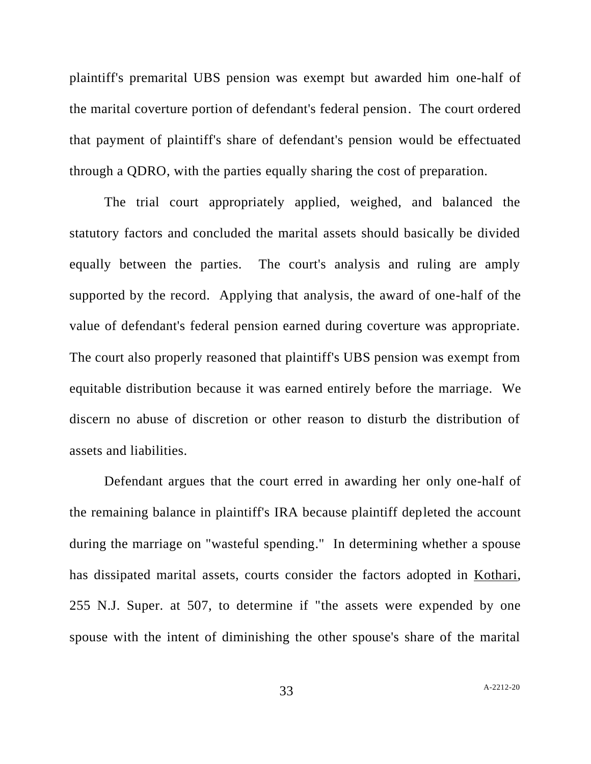plaintiff's premarital UBS pension was exempt but awarded him one-half of the marital coverture portion of defendant's federal pension. The court ordered that payment of plaintiff's share of defendant's pension would be effectuated through a QDRO, with the parties equally sharing the cost of preparation.

The trial court appropriately applied, weighed, and balanced the statutory factors and concluded the marital assets should basically be divided equally between the parties. The court's analysis and ruling are amply supported by the record. Applying that analysis, the award of one-half of the value of defendant's federal pension earned during coverture was appropriate. The court also properly reasoned that plaintiff's UBS pension was exempt from equitable distribution because it was earned entirely before the marriage. We discern no abuse of discretion or other reason to disturb the distribution of assets and liabilities.

Defendant argues that the court erred in awarding her only one-half of the remaining balance in plaintiff's IRA because plaintiff depleted the account during the marriage on "wasteful spending." In determining whether a spouse has dissipated marital assets, courts consider the factors adopted in Kothari, 255 N.J. Super. at 507, to determine if "the assets were expended by one spouse with the intent of diminishing the other spouse's share of the marital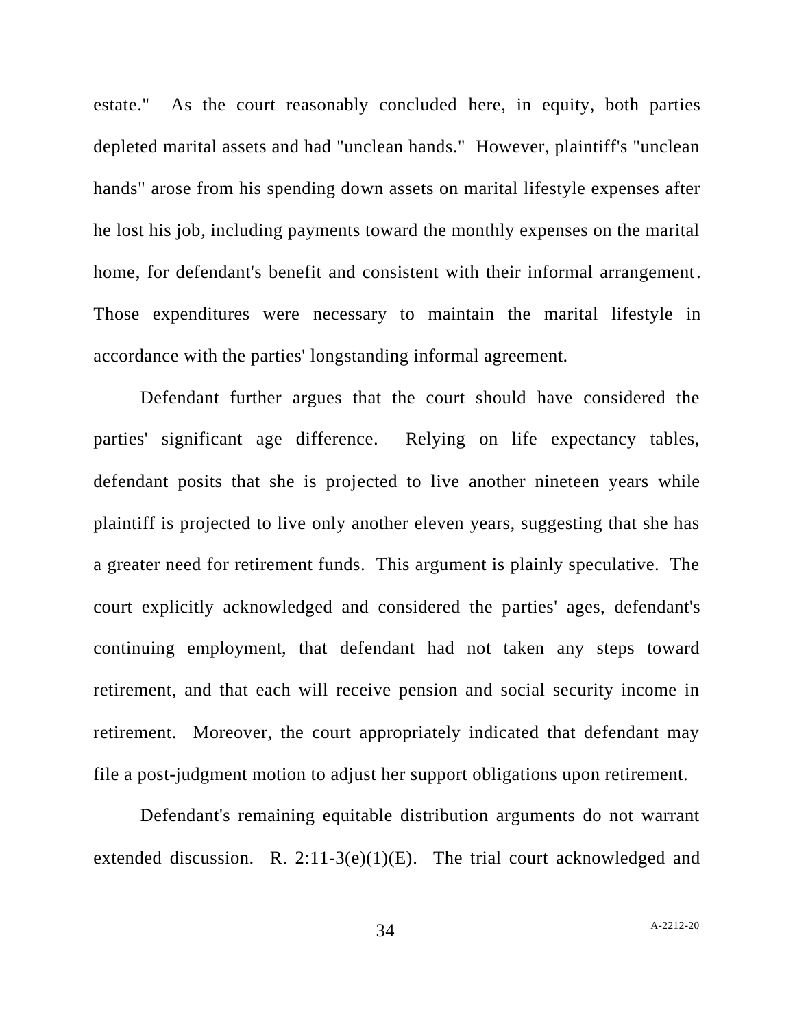estate." As the court reasonably concluded here, in equity, both parties depleted marital assets and had "unclean hands." However, plaintiff's "unclean hands" arose from his spending down assets on marital lifestyle expenses after he lost his job, including payments toward the monthly expenses on the marital home, for defendant's benefit and consistent with their informal arrangement. Those expenditures were necessary to maintain the marital lifestyle in accordance with the parties' longstanding informal agreement.

Defendant further argues that the court should have considered the parties' significant age difference. Relying on life expectancy tables, defendant posits that she is projected to live another nineteen years while plaintiff is projected to live only another eleven years, suggesting that she has a greater need for retirement funds. This argument is plainly speculative. The court explicitly acknowledged and considered the parties' ages, defendant's continuing employment, that defendant had not taken any steps toward retirement, and that each will receive pension and social security income in retirement. Moreover, the court appropriately indicated that defendant may file a post-judgment motion to adjust her support obligations upon retirement.

Defendant's remaining equitable distribution arguments do not warrant extended discussion. R. 2:11-3(e)(1)(E). The trial court acknowledged and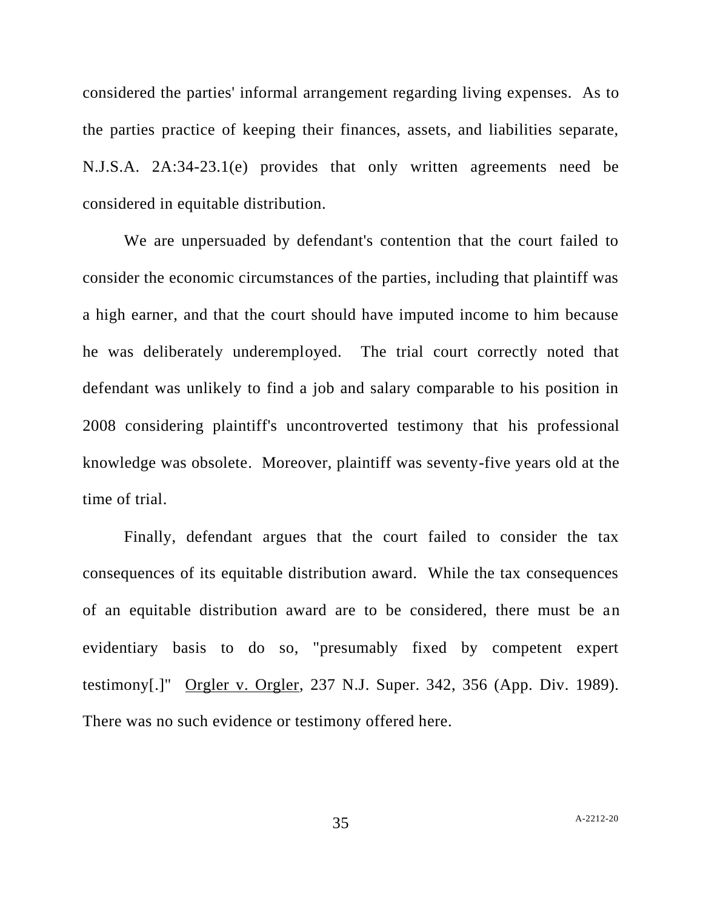considered the parties' informal arrangement regarding living expenses. As to the parties practice of keeping their finances, assets, and liabilities separate, N.J.S.A. 2A:34-23.1(e) provides that only written agreements need be considered in equitable distribution.

We are unpersuaded by defendant's contention that the court failed to consider the economic circumstances of the parties, including that plaintiff was a high earner, and that the court should have imputed income to him because he was deliberately underemployed. The trial court correctly noted that defendant was unlikely to find a job and salary comparable to his position in 2008 considering plaintiff's uncontroverted testimony that his professional knowledge was obsolete. Moreover, plaintiff was seventy-five years old at the time of trial.

Finally, defendant argues that the court failed to consider the tax consequences of its equitable distribution award. While the tax consequences of an equitable distribution award are to be considered, there must be an evidentiary basis to do so, "presumably fixed by competent expert testimony[.]" Orgler v. Orgler, 237 N.J. Super. 342, 356 (App. Div. 1989). There was no such evidence or testimony offered here.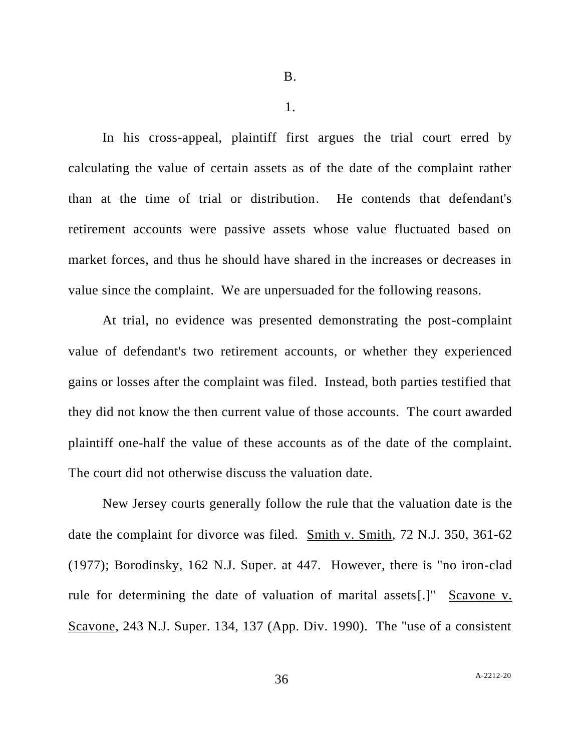B.

1.

In his cross-appeal, plaintiff first argues the trial court erred by calculating the value of certain assets as of the date of the complaint rather than at the time of trial or distribution. He contends that defendant's retirement accounts were passive assets whose value fluctuated based on market forces, and thus he should have shared in the increases or decreases in value since the complaint. We are unpersuaded for the following reasons.

At trial, no evidence was presented demonstrating the post-complaint value of defendant's two retirement accounts, or whether they experienced gains or losses after the complaint was filed. Instead, both parties testified that they did not know the then current value of those accounts. The court awarded plaintiff one-half the value of these accounts as of the date of the complaint. The court did not otherwise discuss the valuation date.

New Jersey courts generally follow the rule that the valuation date is the date the complaint for divorce was filed. Smith v. Smith, 72 N.J. 350, 361-62 (1977); Borodinsky, 162 N.J. Super. at 447. However, there is "no iron-clad rule for determining the date of valuation of marital assets[.]" Scavone v. Scavone, 243 N.J. Super. 134, 137 (App. Div. 1990). The "use of a consistent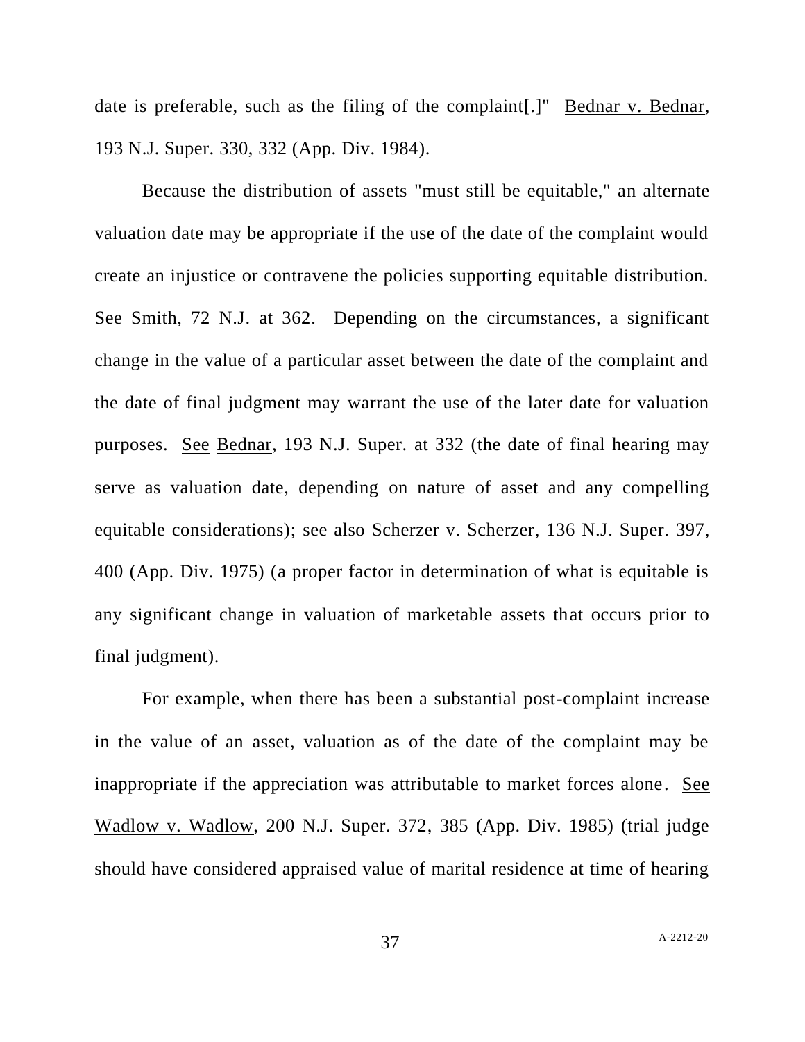date is preferable, such as the filing of the complaint[.]" Bednar v. Bednar, 193 N.J. Super. 330, 332 (App. Div. 1984).

Because the distribution of assets "must still be equitable," an alternate valuation date may be appropriate if the use of the date of the complaint would create an injustice or contravene the policies supporting equitable distribution. See Smith, 72 N.J. at 362. Depending on the circumstances, a significant change in the value of a particular asset between the date of the complaint and the date of final judgment may warrant the use of the later date for valuation purposes. See Bednar, 193 N.J. Super. at 332 (the date of final hearing may serve as valuation date, depending on nature of asset and any compelling equitable considerations); see also Scherzer v. Scherzer, 136 N.J. Super. 397, 400 (App. Div. 1975) (a proper factor in determination of what is equitable is any significant change in valuation of marketable assets that occurs prior to final judgment).

For example, when there has been a substantial post-complaint increase in the value of an asset, valuation as of the date of the complaint may be inappropriate if the appreciation was attributable to market forces alone. See Wadlow v. Wadlow, 200 N.J. Super. 372, 385 (App. Div. 1985) (trial judge should have considered appraised value of marital residence at time of hearing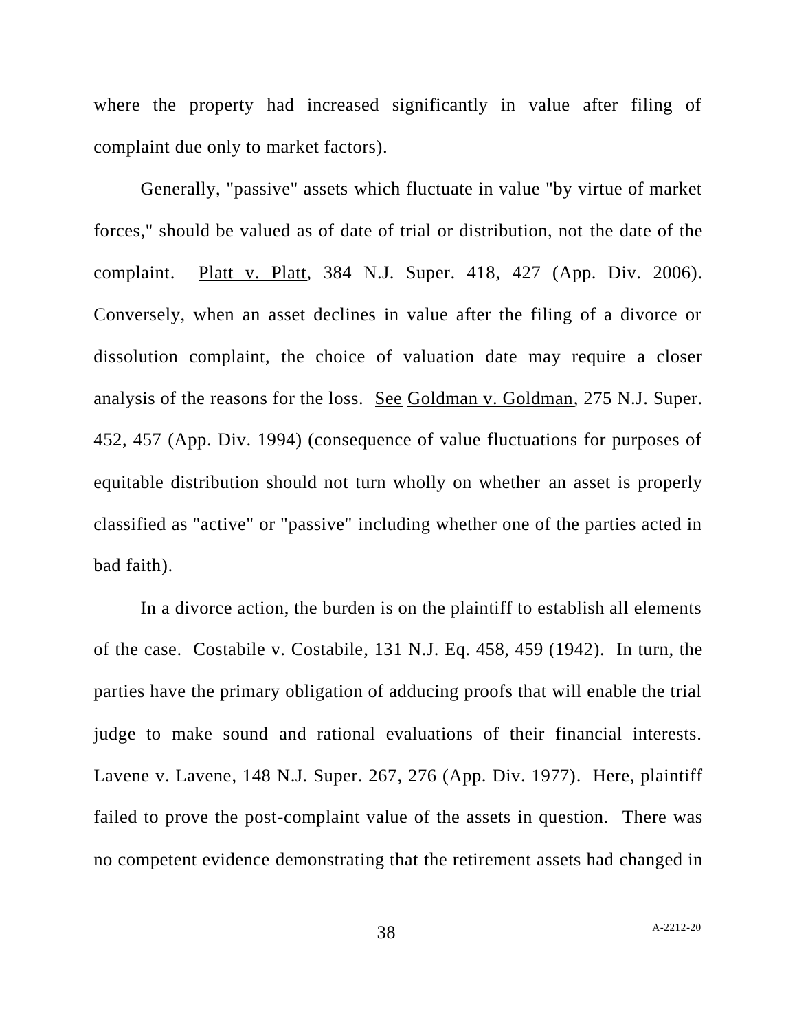where the property had increased significantly in value after filing of complaint due only to market factors).

Generally, "passive" assets which fluctuate in value "by virtue of market forces," should be valued as of date of trial or distribution, not the date of the complaint. Platt v. Platt, 384 N.J. Super. 418, 427 (App. Div. 2006). Conversely, when an asset declines in value after the filing of a divorce or dissolution complaint, the choice of valuation date may require a closer analysis of the reasons for the loss. See Goldman v. Goldman, 275 N.J. Super. 452, 457 (App. Div. 1994) (consequence of value fluctuations for purposes of equitable distribution should not turn wholly on whether an asset is properly classified as "active" or "passive" including whether one of the parties acted in bad faith).

In a divorce action, the burden is on the plaintiff to establish all elements of the case. Costabile v. Costabile, 131 N.J. Eq. 458, 459 (1942). In turn, the parties have the primary obligation of adducing proofs that will enable the trial judge to make sound and rational evaluations of their financial interests. Lavene v. Lavene, 148 N.J. Super. 267, 276 (App. Div. 1977). Here, plaintiff failed to prove the post-complaint value of the assets in question. There was no competent evidence demonstrating that the retirement assets had changed in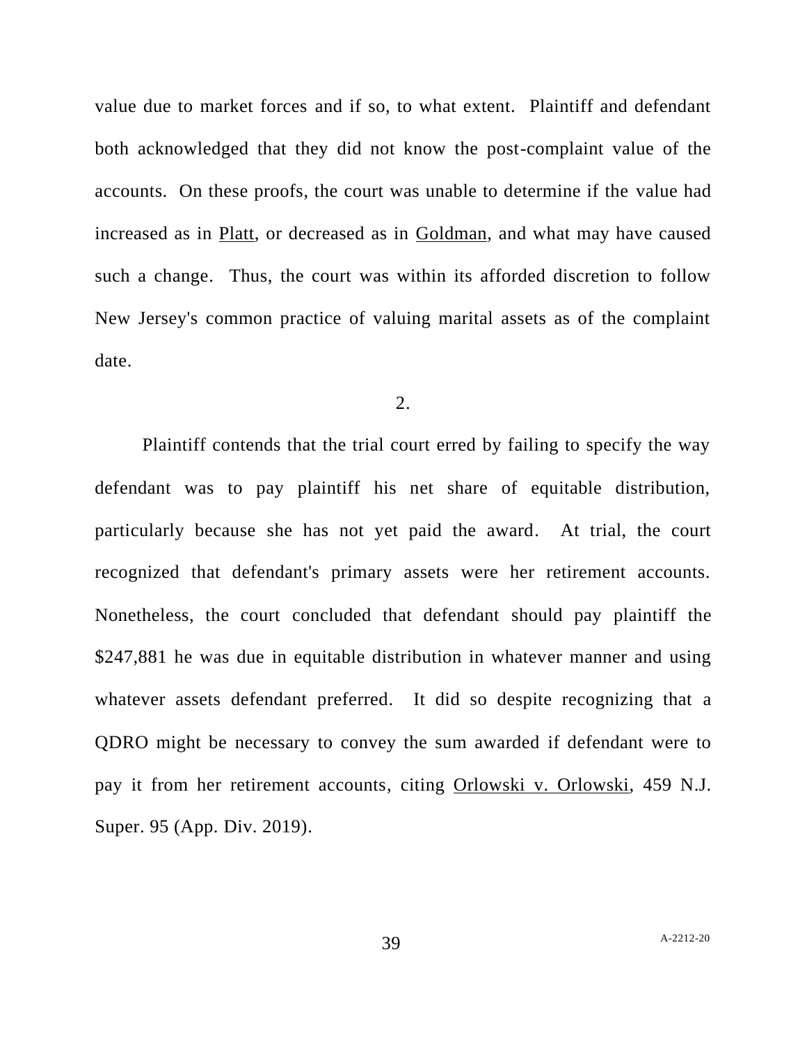value due to market forces and if so, to what extent. Plaintiff and defendant both acknowledged that they did not know the post-complaint value of the accounts. On these proofs, the court was unable to determine if the value had increased as in Platt, or decreased as in Goldman, and what may have caused such a change. Thus, the court was within its afforded discretion to follow New Jersey's common practice of valuing marital assets as of the complaint date.

2.

Plaintiff contends that the trial court erred by failing to specify the way defendant was to pay plaintiff his net share of equitable distribution, particularly because she has not yet paid the award. At trial, the court recognized that defendant's primary assets were her retirement accounts. Nonetheless, the court concluded that defendant should pay plaintiff the $247,881 he was due in equitable distribution in whatever manner and using whatever assets defendant preferred. It did so despite recognizing that a QDRO might be necessary to convey the sum awarded if defendant were to pay it from her retirement accounts, citing Orlowski v. Orlowski, 459 N.J. Super. 95 (App. Div. 2019).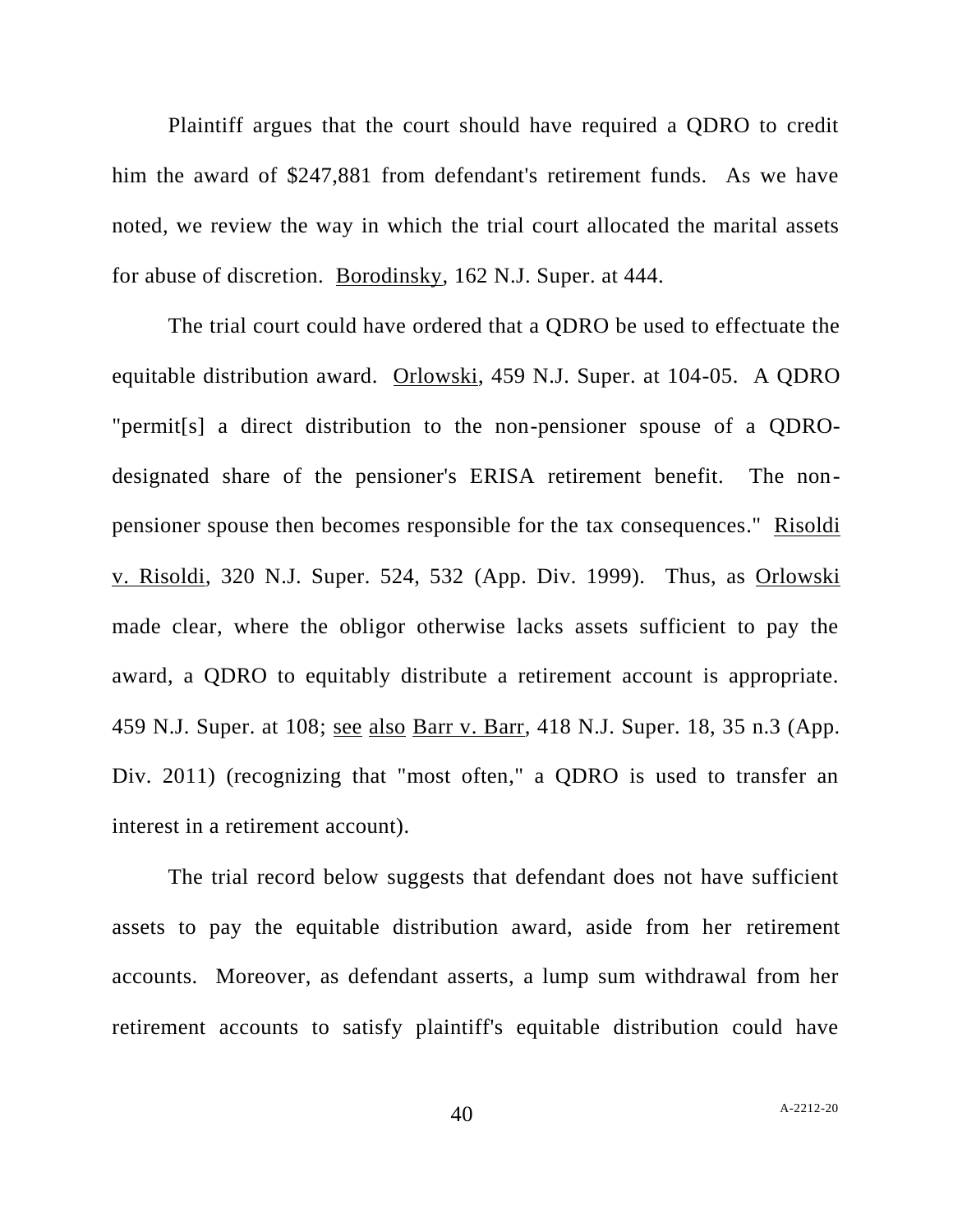Plaintiff argues that the court should have required a QDRO to credit him the award of $247,881 from defendant's retirement funds. As we have noted, we review the way in which the trial court allocated the marital assets for abuse of discretion. Borodinsky, 162 N.J. Super. at 444.

The trial court could have ordered that a QDRO be used to effectuate the equitable distribution award. Orlowski, 459 N.J. Super. at 104-05. A QDRO "permit[s] a direct distribution to the non-pensioner spouse of a QDRO-designated share of the pensioner's ERISA retirement benefit. The non-pensioner spouse then becomes responsible for the tax consequences." Risoldi v. Risoldi, 320 N.J. Super. 524, 532 (App. Div. 1999). Thus, as Orlowski made clear, where the obligor otherwise lacks assets sufficient to pay the award, a QDRO to equitably distribute a retirement account is appropriate. 459 N.J. Super. at 108; see also Barr v. Barr, 418 N.J. Super. 18, 35 n.3 (App. Div. 2011) (recognizing that "most often," a QDRO is used to transfer an interest in a retirement account).

The trial record below suggests that defendant does not have sufficient assets to pay the equitable distribution award, aside from her retirement accounts. Moreover, as defendant asserts, a lump sum withdrawal from her retirement accounts to satisfy plaintiff's equitable distribution could have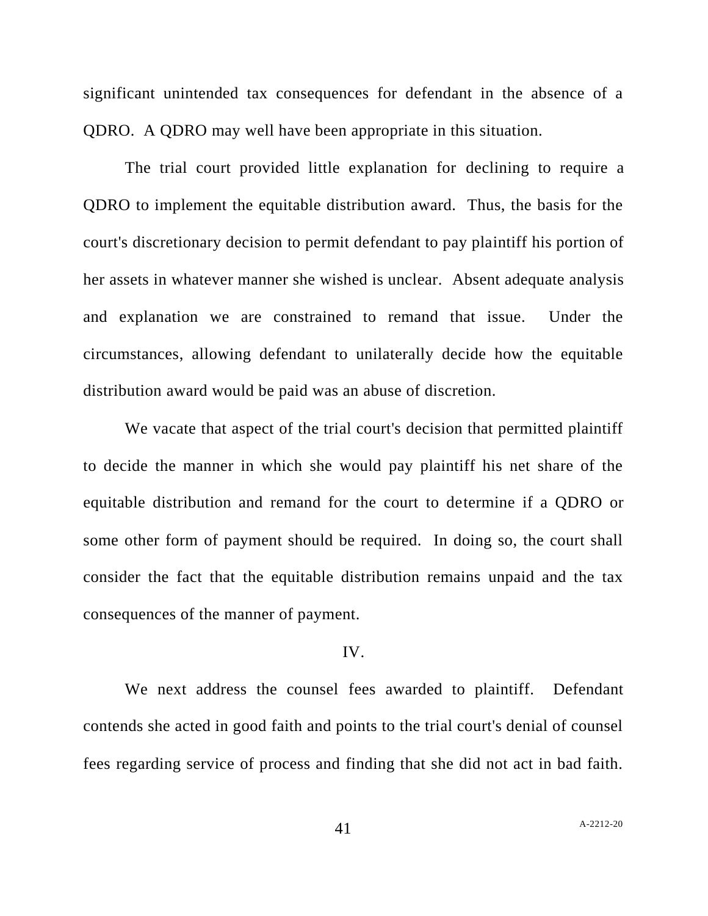significant unintended tax consequences for defendant in the absence of a QDRO. A QDRO may well have been appropriate in this situation.

The trial court provided little explanation for declining to require a QDRO to implement the equitable distribution award. Thus, the basis for the court's discretionary decision to permit defendant to pay plaintiff his portion of her assets in whatever manner she wished is unclear. Absent adequate analysis and explanation we are constrained to remand that issue. Under the circumstances, allowing defendant to unilaterally decide how the equitable distribution award would be paid was an abuse of discretion.

We vacate that aspect of the trial court's decision that permitted plaintiff to decide the manner in which she would pay plaintiff his net share of the equitable distribution and remand for the court to determine if a QDRO or some other form of payment should be required. In doing so, the court shall consider the fact that the equitable distribution remains unpaid and the tax consequences of the manner of payment.

IV.

We next address the counsel fees awarded to plaintiff. Defendant contends she acted in good faith and points to the trial court's denial of counsel fees regarding service of process and finding that she did not act in bad faith.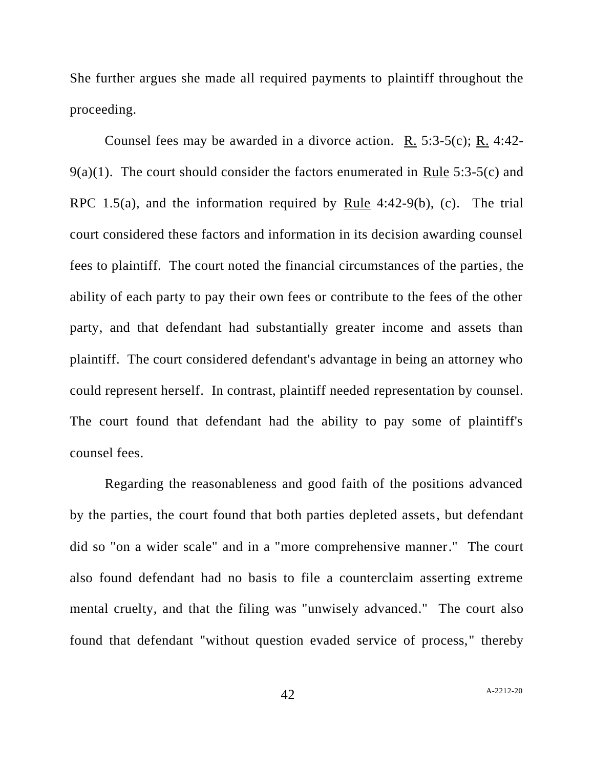She further argues she made all required payments to plaintiff throughout the proceeding.

Counsel fees may be awarded in a divorce action. R. 5:3-5(c); R. 4:42-9(a)(1). The court should consider the factors enumerated in Rule 5:3-5(c) and RPC 1.5(a), and the information required by Rule 4:42-9(b), (c). The trial court considered these factors and information in its decision awarding counsel fees to plaintiff. The court noted the financial circumstances of the parties, the ability of each party to pay their own fees or contribute to the fees of the other party, and that defendant had substantially greater income and assets than plaintiff. The court considered defendant's advantage in being an attorney who could represent herself. In contrast, plaintiff needed representation by counsel. The court found that defendant had the ability to pay some of plaintiff's counsel fees.

Regarding the reasonableness and good faith of the positions advanced by the parties, the court found that both parties depleted assets, but defendant did so "on a wider scale" and in a "more comprehensive manner." The court also found defendant had no basis to file a counterclaim asserting extreme mental cruelty, and that the filing was "unwisely advanced." The court also found that defendant "without question evaded service of process," thereby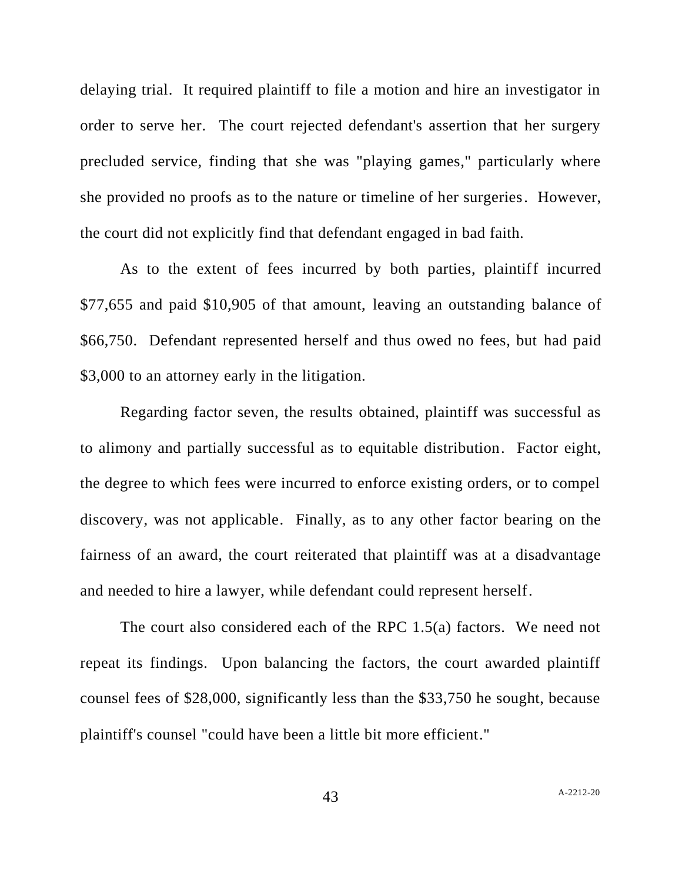delaying trial. It required plaintiff to file a motion and hire an investigator in order to serve her. The court rejected defendant's assertion that her surgery precluded service, finding that she was "playing games," particularly where she provided no proofs as to the nature or timeline of her surgeries. However, the court did not explicitly find that defendant engaged in bad faith.

As to the extent of fees incurred by both parties, plaintiff incurred $77,655 and paid $10,905 of that amount, leaving an outstanding balance of $66,750. Defendant represented herself and thus owed no fees, but had paid $3,000 to an attorney early in the litigation.

Regarding factor seven, the results obtained, plaintiff was successful as to alimony and partially successful as to equitable distribution. Factor eight, the degree to which fees were incurred to enforce existing orders, or to compel discovery, was not applicable. Finally, as to any other factor bearing on the fairness of an award, the court reiterated that plaintiff was at a disadvantage and needed to hire a lawyer, while defendant could represent herself.

The court also considered each of the RPC 1.5(a) factors. We need not repeat its findings. Upon balancing the factors, the court awarded plaintiff counsel fees of $28,000, significantly less than the $33,750 he sought, because plaintiff's counsel "could have been a little bit more efficient."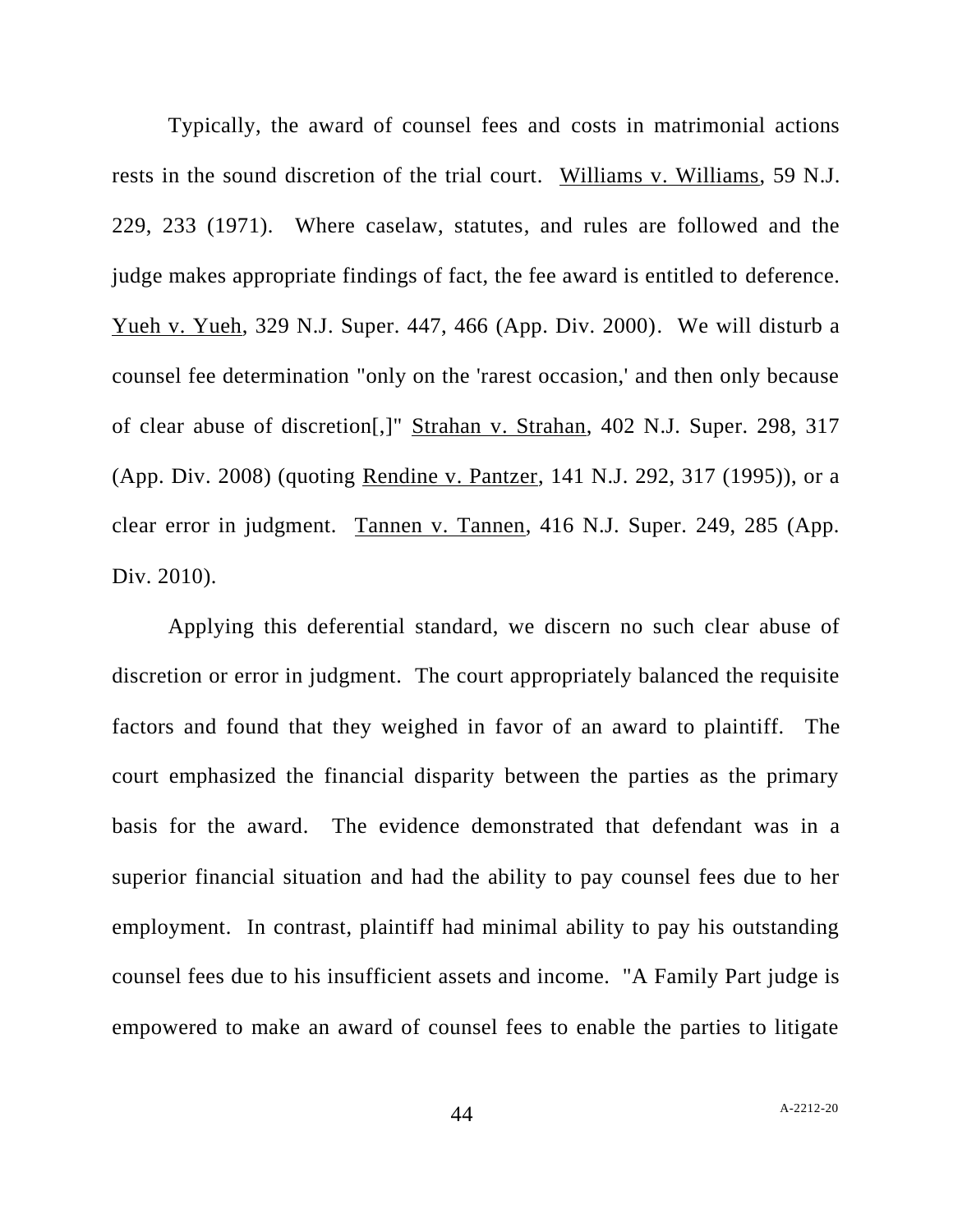Typically, the award of counsel fees and costs in matrimonial actions rests in the sound discretion of the trial court. Williams v. Williams, 59 N.J. 229, 233 (1971). Where caselaw, statutes, and rules are followed and the judge makes appropriate findings of fact, the fee award is entitled to deference. Yueh v. Yueh, 329 N.J. Super. 447, 466 (App. Div. 2000). We will disturb a counsel fee determination "only on the 'rarest occasion,' and then only because of clear abuse of discretion[,]" Strahan v. Strahan, 402 N.J. Super. 298, 317 (App. Div. 2008) (quoting Rendine v. Pantzer, 141 N.J. 292, 317 (1995)), or a clear error in judgment. Tannen v. Tannen, 416 N.J. Super. 249, 285 (App. Div. 2010).

Applying this deferential standard, we discern no such clear abuse of discretion or error in judgment. The court appropriately balanced the requisite factors and found that they weighed in favor of an award to plaintiff. The court emphasized the financial disparity between the parties as the primary basis for the award. The evidence demonstrated that defendant was in a superior financial situation and had the ability to pay counsel fees due to her employment. In contrast, plaintiff had minimal ability to pay his outstanding counsel fees due to his insufficient assets and income. "A Family Part judge is empowered to make an award of counsel fees to enable the parties to litigate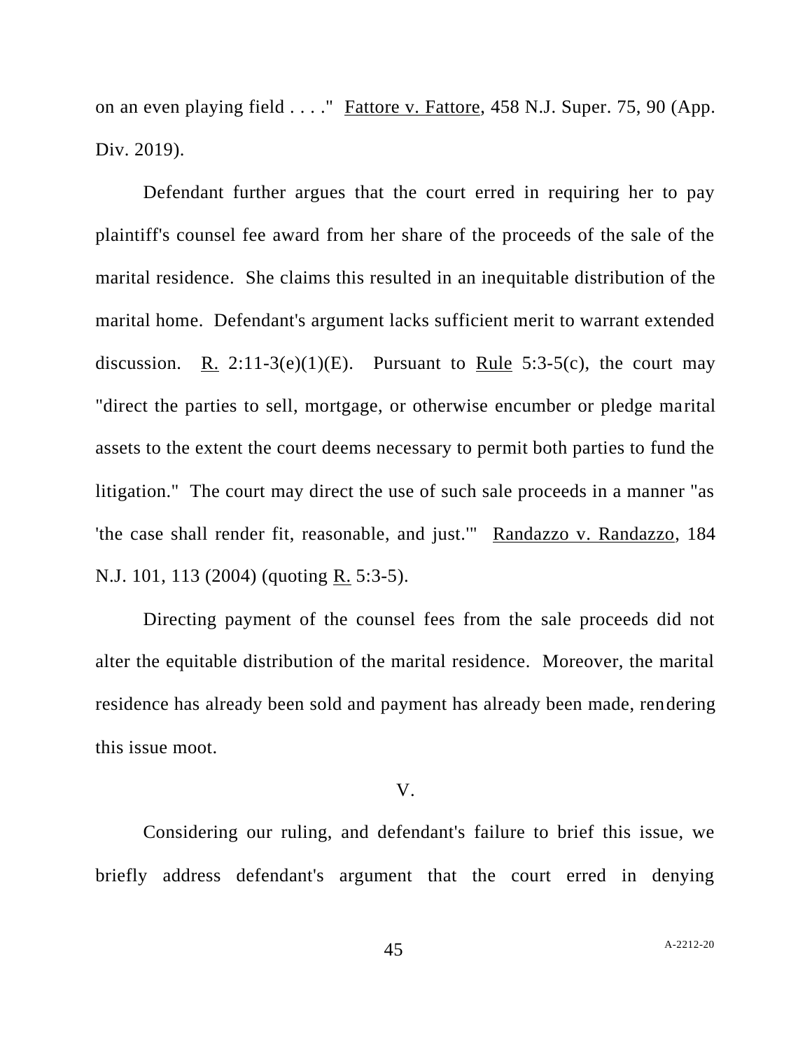on an even playing field . . . ." Fattore v. Fattore, 458 N.J. Super. 75, 90 (App. Div. 2019).

Defendant further argues that the court erred in requiring her to pay plaintiff's counsel fee award from her share of the proceeds of the sale of the marital residence. She claims this resulted in an inequitable distribution of the marital home. Defendant's argument lacks sufficient merit to warrant extended discussion. R. 2:11-3(e)(1)(E). Pursuant to Rule 5:3-5(c), the court may "direct the parties to sell, mortgage, or otherwise encumber or pledge marital assets to the extent the court deems necessary to permit both parties to fund the litigation." The court may direct the use of such sale proceeds in a manner "as 'the case shall render fit, reasonable, and just.'" Randazzo v. Randazzo, 184 N.J. 101, 113 (2004) (quoting R. 5:3-5).

Directing payment of the counsel fees from the sale proceeds did not alter the equitable distribution of the marital residence. Moreover, the marital residence has already been sold and payment has already been made, rendering this issue moot.

V.

Considering our ruling, and defendant's failure to brief this issue, we briefly address defendant's argument that the court erred in denying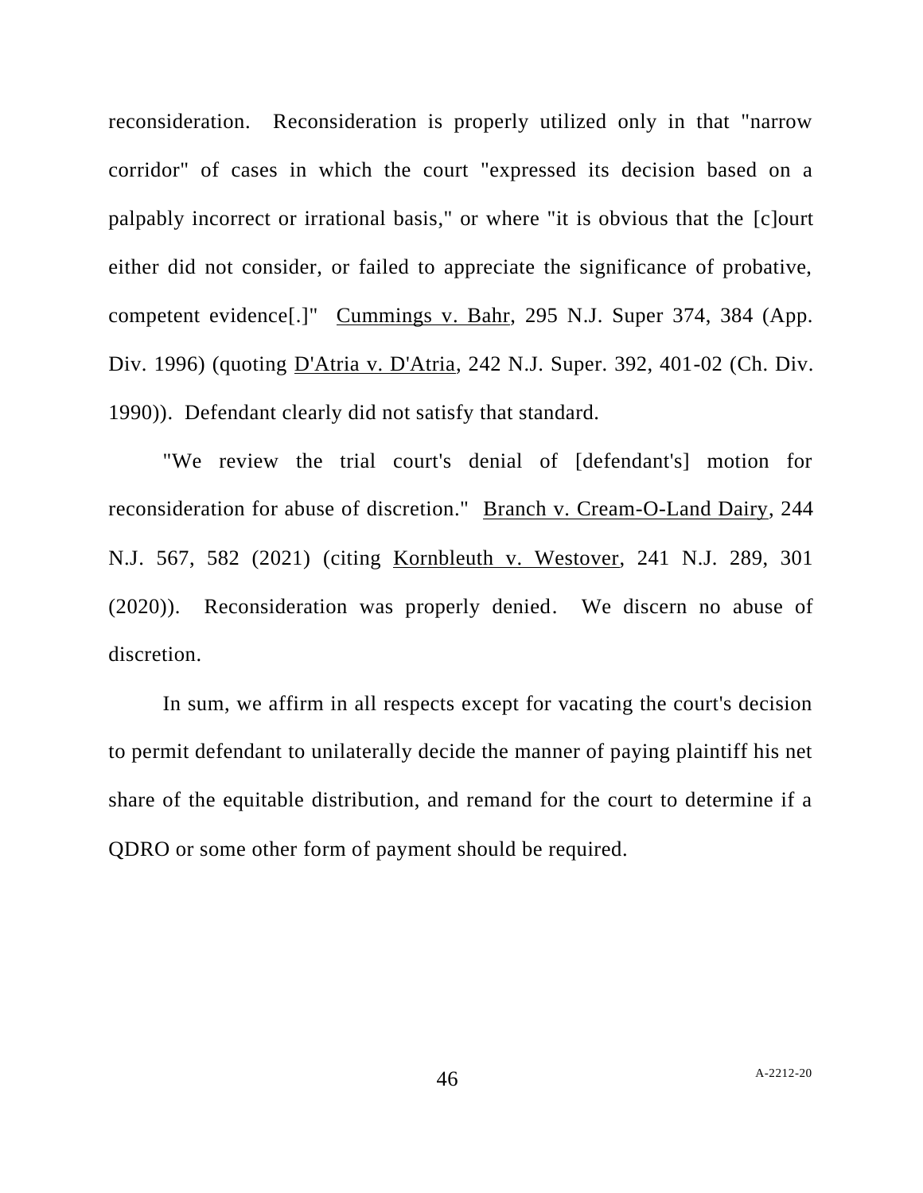reconsideration. Reconsideration is properly utilized only in that "narrow corridor" of cases in which the court "expressed its decision based on a palpably incorrect or irrational basis," or where "it is obvious that the [c]ourt either did not consider, or failed to appreciate the significance of probative, competent evidence[.]" Cummings v. Bahr, 295 N.J. Super 374, 384 (App. Div. 1996) (quoting D'Atria v. D'Atria, 242 N.J. Super. 392, 401-02 (Ch. Div. 1990)). Defendant clearly did not satisfy that standard.

"We review the trial court's denial of [defendant's] motion for reconsideration for abuse of discretion." Branch v. Cream-O-Land Dairy, 244 N.J. 567, 582 (2021) (citing Kornbleuth v. Westover, 241 N.J. 289, 301 (2020)). Reconsideration was properly denied. We discern no abuse of discretion.

In sum, we affirm in all respects except for vacating the court's decision to permit defendant to unilaterally decide the manner of paying plaintiff his net share of the equitable distribution, and remand for the court to determine if a QDRO or some other form of payment should be required.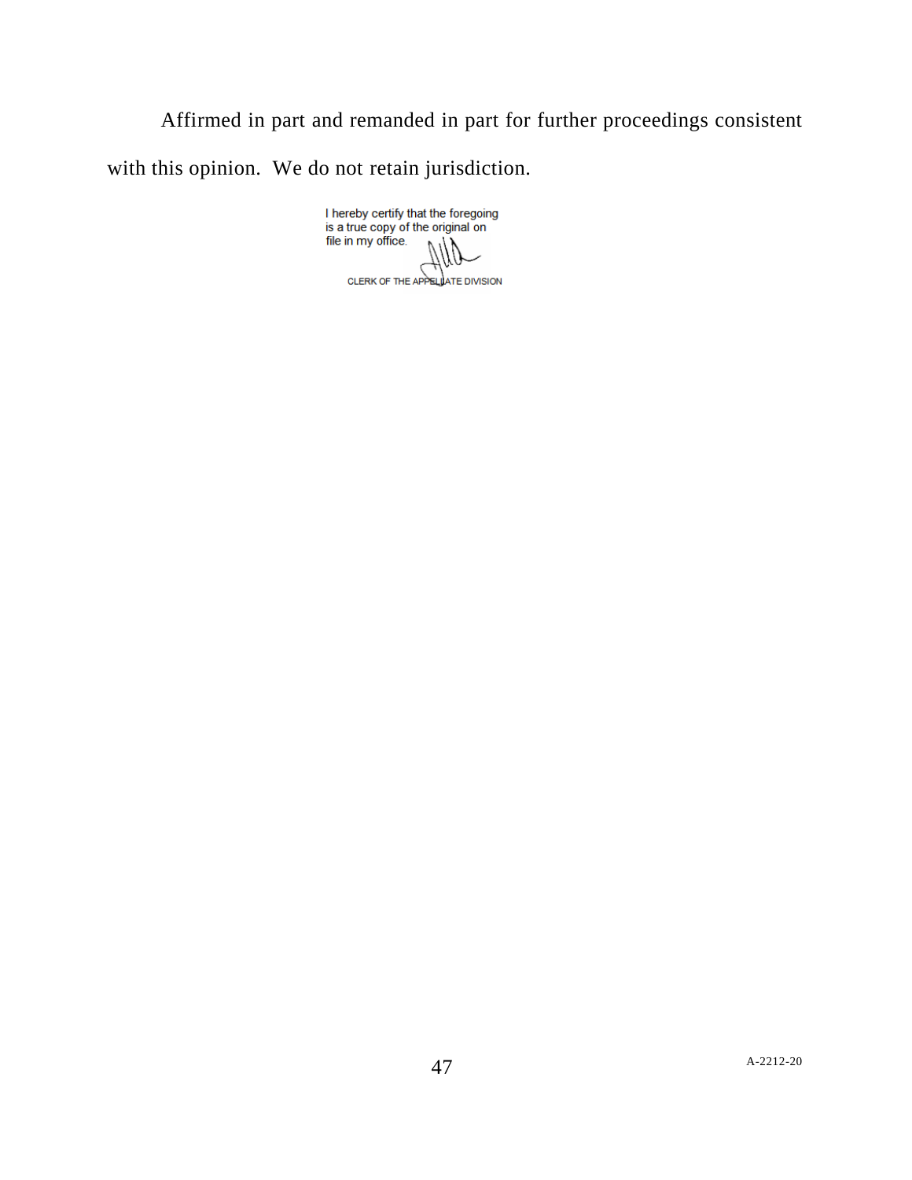Affirmed in part and remanded in part for further proceedings consistent with this opinion. We do not retain jurisdiction.

I hereby certify that the foregoing is a true copy of the original on file in my office.

CLERK OF THE APPELLATE DIVISION